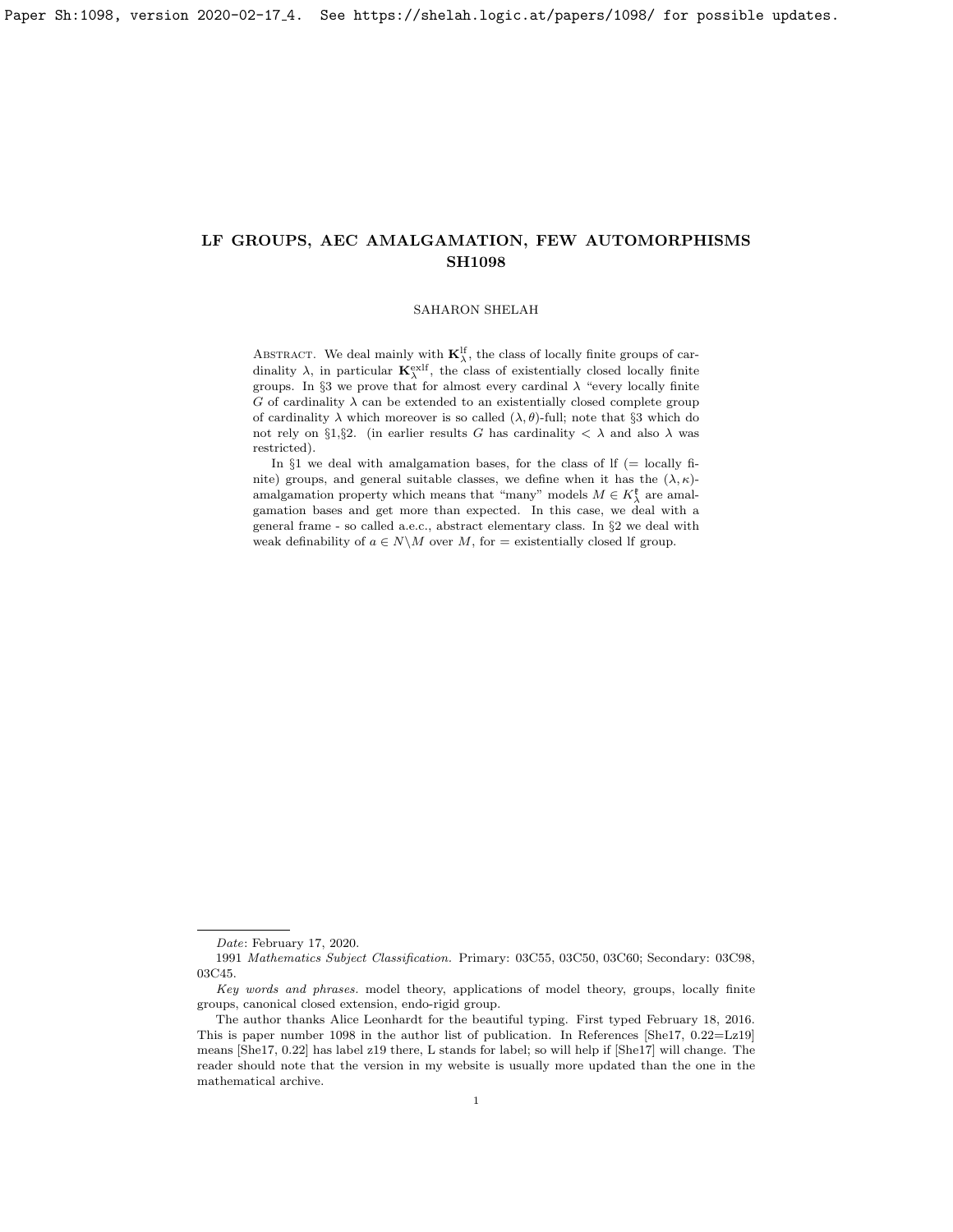# LF GROUPS, AEC AMALGAMATION, FEW AUTOMORPHISMS SH1098

SAHARON SHELAH

Abstract. We deal mainly with $\mathbf{K}^{\rm lf}_\lambda$, the class of locally finite groups of cardinality $\lambda$, in particular $\mathbf{K}^{\rm exlf}_\lambda$, the class of existentially closed locally finite groups. In §3 we prove that for almost every cardinal $\lambda$ "every locally finite $G$ of cardinality $\lambda$ can be extended to an existentially closed complete group of cardinality $\lambda$ which moreover is so called $(\lambda, \theta)$-full; note that §3 which do not rely on §1,§2. (in earlier results $G$ has cardinality $< \lambda$ and also $\lambda$ was restricted).

In §1 we deal with amalgamation bases, for the class of lf (= locally finite) groups, and general suitable classes, we define when it has the $(\lambda, \kappa)$-amalgamation property which means that "many" models $M \in K^{\mathfrak{k}}_\lambda$ are amalgamation bases and get more than expected. In this case, we deal with a general frame - so called a.e.c., abstract elementary class. In §2 we deal with weak definability of $a \in N \backslash M$ over $M$, for = existentially closed lf group.

---

*Date*: February 17, 2020.

1991 *Mathematics Subject Classification.* Primary: 03C55, 03C50, 03C60; Secondary: 03C98, 03C45.

*Key words and phrases.* model theory, applications of model theory, groups, locally finite groups, canonical closed extension, endo-rigid group.

The author thanks Alice Leonhardt for the beautiful typing. First typed February 18, 2016. This is paper number 1098 in the author list of publication. In References [She17, 0.22=Lz19] means [She17, 0.22] has label z19 there, L stands for label; so will help if [She17] will change. The reader should note that the version in my website is usually more updated than the one in the mathematical archive.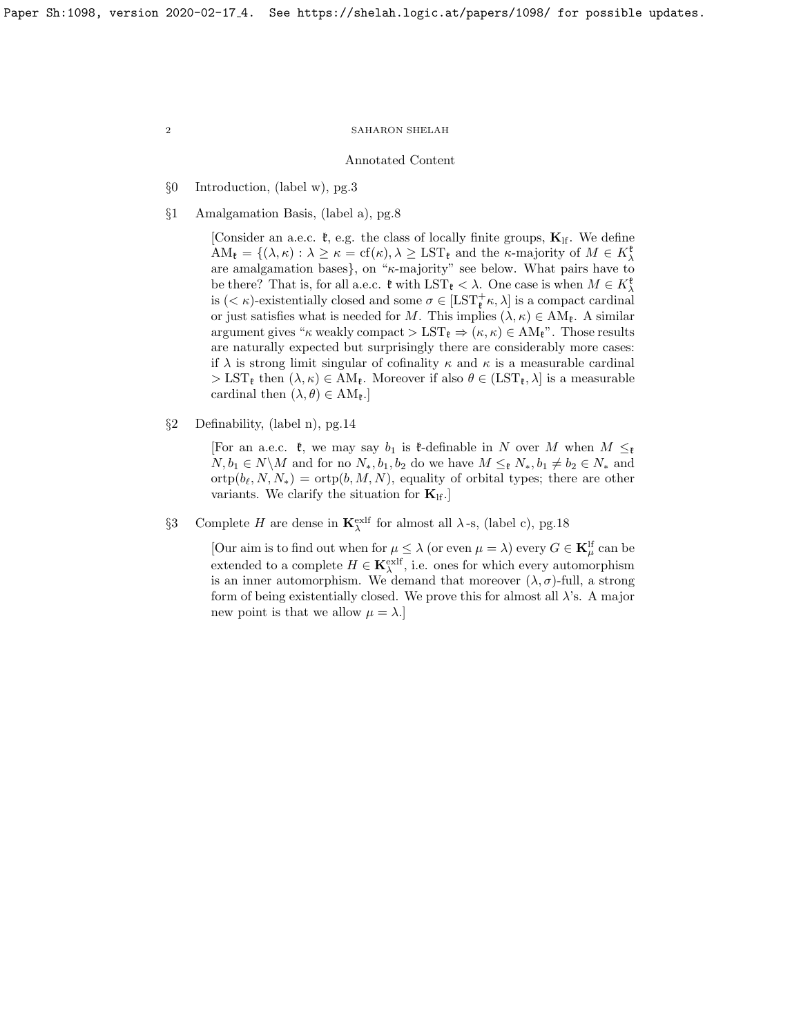## Annotated Content

§0 Introduction, (label w), pg.3

§1 Amalgamation Basis, (label a), pg.8

> [Consider an a.e.c. $\mathfrak{k}$, e.g. the class of locally finite groups, $\mathbf{K}_{\rm lf}$. We define $\mathrm{AM}_{\mathfrak{k}} = \{(\lambda, \kappa) : \lambda \geq \kappa = \mathrm{cf}(\kappa), \lambda \geq \mathrm{LST}_{\mathfrak{k}}$ and the $\kappa$-majority of $M \in K^{\mathfrak{k}}_{\lambda}$ are amalgamation bases$\}$, on "$\kappa$-majority" see below. What pairs have to be there? That is, for all a.e.c. $\mathfrak{k}$ with $\mathrm{LST}_{\mathfrak{k}} < \lambda$. One case is when $M \in K^{\mathfrak{k}}_{\lambda}$ is $(< \kappa)$-existentially closed and some $\sigma \in [\mathrm{LST}^{+}_{\mathfrak{k}}\kappa, \lambda]$ is a compact cardinal or just satisfies what is needed for $M$. This implies $(\lambda, \kappa) \in \mathrm{AM}_{\mathfrak{k}}$. A similar argument gives "$\kappa$ weakly compact $> \mathrm{LST}_{\mathfrak{k}} \Rightarrow (\kappa, \kappa) \in \mathrm{AM}_{\mathfrak{k}}$". Those results are naturally expected but surprisingly there are considerably more cases: if $\lambda$ is strong limit singular of cofinality $\kappa$ and $\kappa$ is a measurable cardinal $> \mathrm{LST}_{\mathfrak{k}}$ then $(\lambda, \kappa) \in \mathrm{AM}_{\mathfrak{k}}$. Moreover if also $\theta \in (\mathrm{LST}_{\mathfrak{k}}, \lambda]$ is a measurable cardinal then $(\lambda, \theta) \in \mathrm{AM}_{\mathfrak{k}}$.]

§2 Definability, (label n), pg.14

> [For an a.e.c. $\mathfrak{k}$, we may say $b_1$ is $\mathfrak{k}$-definable in $N$ over $M$ when $M \leq_{\mathfrak{k}} N, b_1 \in N \backslash M$ and for no $N_*, b_1, b_2$ do we have $M \leq_{\mathfrak{k}} N_*, b_1 \neq b_2 \in N_*$ and $\mathrm{ortp}(b_\ell, N, N_*) = \mathrm{ortp}(b, M, N)$, equality of orbital types; there are other variants. We clarify the situation for $\mathbf{K}_{\rm lf}$.]

§3 Complete $H$ are dense in $\mathbf{K}^{\rm exlf}_{\lambda}$ for almost all $\lambda$-s, (label c), pg.18

> [Our aim is to find out when for $\mu \leq \lambda$ (or even $\mu = \lambda$) every $G \in \mathbf{K}^{\rm lf}_{\mu}$ can be extended to a complete $H \in \mathbf{K}^{\rm exlf}_{\lambda}$, i.e. ones for which every automorphism is an inner automorphism. We demand that moreover $(\lambda, \sigma)$-full, a strong form of being existentially closed. We prove this for almost all $\lambda$'s. A major new point is that we allow $\mu = \lambda$.]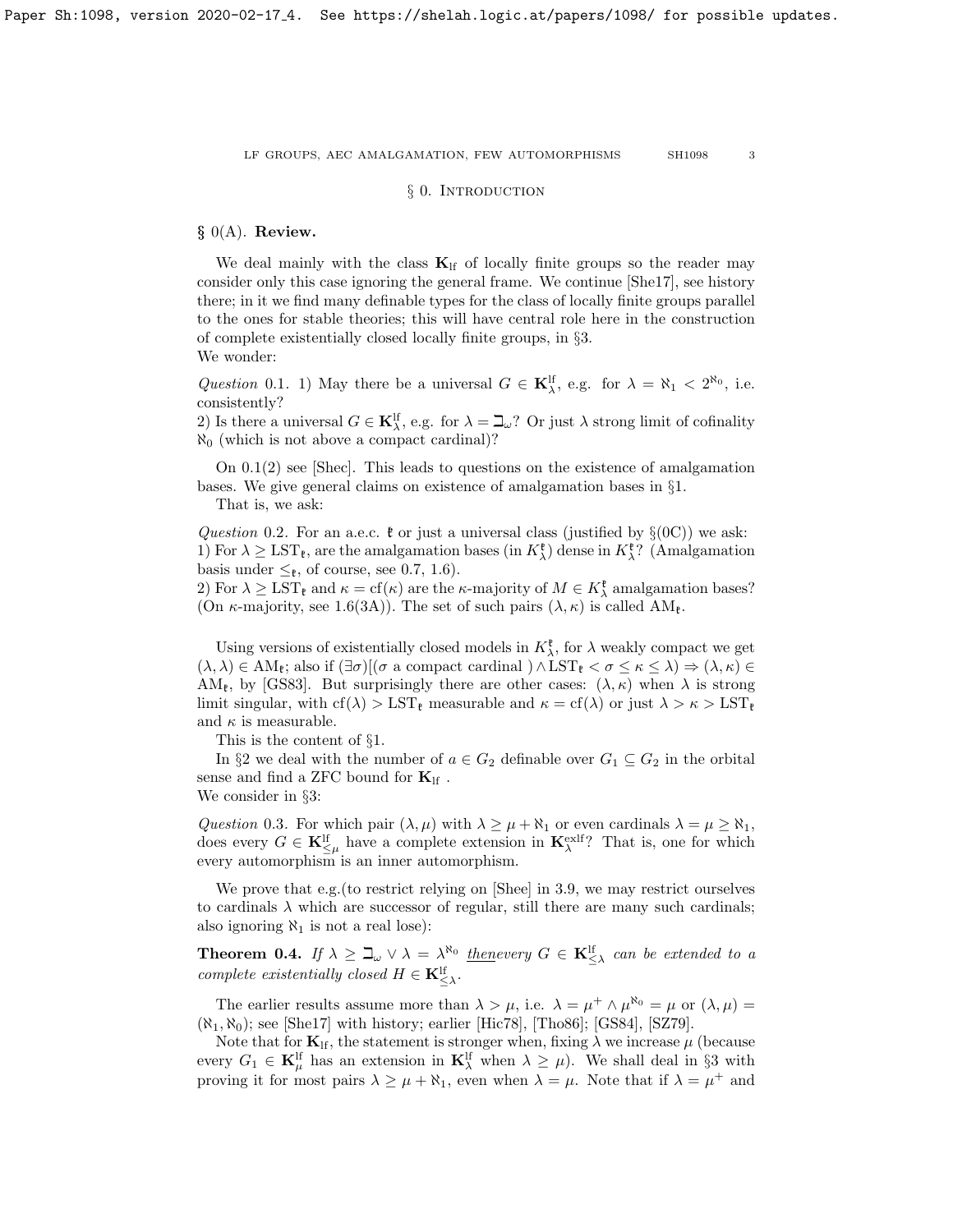# § 0. Introduction

## § 0(A). **Review.**

We deal mainly with the class $\mathbf{K}_{\rm lf}$ of locally finite groups so the reader may consider only this case ignoring the general frame. We continue [She17], see history there; in it we find many definable types for the class of locally finite groups parallel to the ones for stable theories; this will have central role here in the construction of complete existentially closed locally finite groups, in §3.
We wonder:

*Question* 0.1. 1) May there be a universal $G \in \mathbf{K}^{\rm lf}_\lambda$, e.g. for $\lambda = \aleph_1 < 2^{\aleph_0}$, i.e. consistently?
2) Is there a universal $G \in \mathbf{K}^{\rm lf}_\lambda$, e.g. for $\lambda = \beth_\omega$? Or just $\lambda$ strong limit of cofinality $\aleph_0$ (which is not above a compact cardinal)?

On 0.1(2) see [Shec]. This leads to questions on the existence of amalgamation bases. We give general claims on existence of amalgamation bases in §1.
That is, we ask:

*Question* 0.2. For an a.e.c. $\mathfrak{k}$ or just a universal class (justified by §(0C)) we ask:
1) For $\lambda \ge {\rm LST}_{\mathfrak{k}}$, are the amalgamation bases (in $K^{\mathfrak{k}}_\lambda$) dense in $K^{\mathfrak{k}}_\lambda$? (Amalgamation basis under $\le_{\mathfrak{k}}$, of course, see 0.7, 1.6).
2) For $\lambda \ge {\rm LST}_{\mathfrak{k}}$ and $\kappa = {\rm cf}(\kappa)$ are the $\kappa$-majority of $M \in K^{\mathfrak{k}}_\lambda$ amalgamation bases? (On $\kappa$-majority, see 1.6(3A)). The set of such pairs $(\lambda, \kappa)$ is called ${\rm AM}_{\mathfrak{k}}$.

Using versions of existentially closed models in $K^{\mathfrak{k}}_\lambda$, for $\lambda$ weakly compact we get $(\lambda, \lambda) \in {\rm AM}_{\mathfrak{k}}$; also if $(\exists \sigma)[(\sigma$ a compact cardinal $) \wedge {\rm LST}_{\mathfrak{k}} < \sigma \le \kappa \le \lambda) \Rightarrow (\lambda, \kappa) \in {\rm AM}_{\mathfrak{k}}$, by [GS83]. But surprisingly there are other cases: $(\lambda, \kappa)$ when $\lambda$ is strong limit singular, with ${\rm cf}(\lambda) > {\rm LST}_{\mathfrak{k}}$ measurable and $\kappa = {\rm cf}(\lambda)$ or just $\lambda > \kappa > {\rm LST}_{\mathfrak{k}}$ and $\kappa$ is measurable.

This is the content of §1.

In §2 we deal with the number of $a \in G_2$ definable over $G_1 \subseteq G_2$ in the orbital sense and find a ZFC bound for $\mathbf{K}_{\rm lf}$ .
We consider in §3:

*Question* 0.3. For which pair $(\lambda, \mu)$ with $\lambda \ge \mu + \aleph_1$ or even cardinals $\lambda = \mu \ge \aleph_1$, does every $G \in \mathbf{K}^{\rm lf}_{\le \mu}$ have a complete extension in $\mathbf{K}^{\rm exlf}_\lambda$? That is, one for which every automorphism is an inner automorphism.

We prove that e.g.(to restrict relying on [Shee] in 3.9, we may restrict ourselves to cardinals $\lambda$ which are successor of regular, still there are many such cardinals; also ignoring $\aleph_1$ is not a real lose):

**Theorem 0.4.** *If $\lambda \ge \beth_\omega \vee \lambda = \lambda^{\aleph_0}$ then every $G \in \mathbf{K}^{\rm lf}_{\le \lambda}$ can be extended to a complete existentially closed $H \in \mathbf{K}^{\rm lf}_{\le \lambda}$.*

The earlier results assume more than $\lambda > \mu$, i.e. $\lambda = \mu^+ \wedge \mu^{\aleph_0} = \mu$ or $(\lambda, \mu) = (\aleph_1, \aleph_0)$; see [She17] with history; earlier [Hic78], [Tho86]; [GS84], [SZ79].

Note that for $\mathbf{K}_{\rm lf}$, the statement is stronger when, fixing $\lambda$ we increase $\mu$ (because every $G_1 \in \mathbf{K}^{\rm lf}_\mu$ has an extension in $\mathbf{K}^{\rm lf}_\lambda$ when $\lambda \ge \mu$). We shall deal in §3 with proving it for most pairs $\lambda \ge \mu + \aleph_1$, even when $\lambda = \mu$. Note that if $\lambda = \mu^+$ and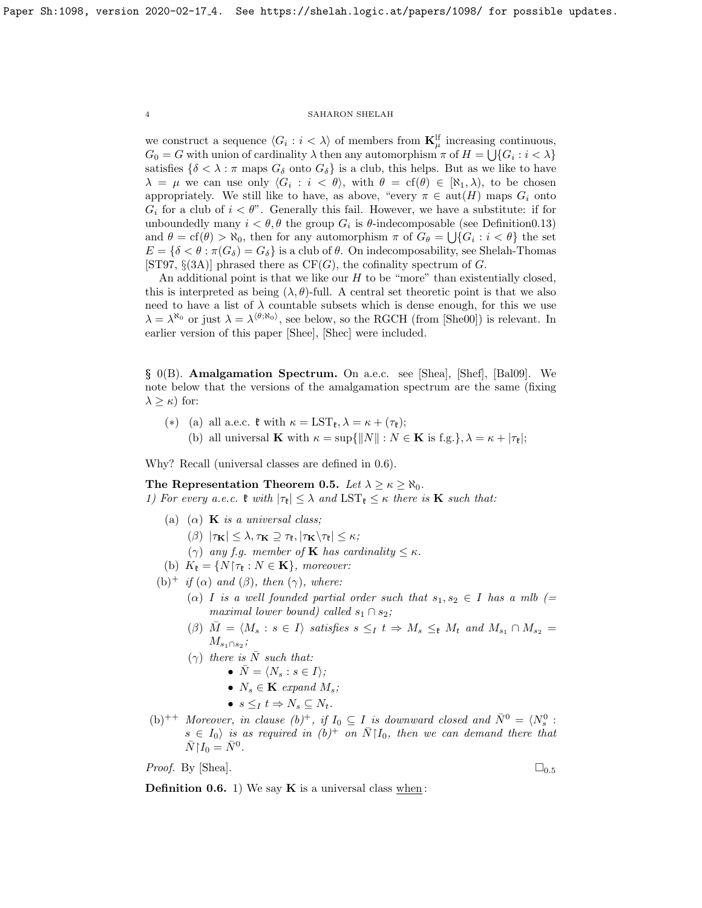we construct a sequence $\langle G_i : i < \lambda \rangle$ of members from $\mathbf{K}^{\rm lf}_\mu$ increasing continuous, $G_0 = G$ with union of cardinality $\lambda$ then any automorphism $\pi$ of $H = \bigcup\{G_i : i < \lambda\}$ satisfies $\{\delta < \lambda : \pi \text{ maps } G_\delta \text{ onto } G_\delta\}$ is a club, this helps. But as we like to have $\lambda = \mu$ we can use only $\langle G_i : i < \theta \rangle$, with $\theta = \text{cf}(\theta) \in [\aleph_1, \lambda)$, to be chosen appropriately. We still like to have, as above, "every $\pi \in \text{aut}(H)$ maps $G_i$ onto $G_i$ for a club of $i < \theta$". Generally this fail. However, we have a substitute: if for unboundedly many $i < \theta, \theta$ the group $G_i$ is $\theta$-indecomposable (see Definition0.13) and $\theta = \text{cf}(\theta) > \aleph_0$, then for any automorphism $\pi$ of $G_\theta = \bigcup\{G_i : i < \theta\}$ the set $E = \{\delta < \theta : \pi(G_\delta) = G_\delta\}$ is a club of $\theta$. On indecomposability, see Shelah-Thomas [ST97, §(3A)] phrased there as $\text{CF}(G)$, the cofinality spectrum of $G$.

An additional point is that we like our $H$ to be "more" than existentially closed, this is interpreted as being $(\lambda, \theta)$-full. A central set theoretic point is that we also need to have a list of $\lambda$ countable subsets which is dense enough, for this we use $\lambda = \lambda^{\aleph_0}$ or just $\lambda = \lambda^{\langle \theta; \aleph_0 \rangle}$, see below, so the RGCH (from [She00]) is relevant. In earlier version of this paper [Shee], [Shec] were included.

## § 0(B). Amalgamation Spectrum.

On a.e.c. see [Shea], [Shef], [Bal09]. We note below that the versions of the amalgamation spectrum are the same (fixing $\lambda \geq \kappa$) for:

$(*)$ (a) all a.e.c. $\mathfrak{k}$ with $\kappa = \text{LST}_{\mathfrak{k}}, \lambda = \kappa + (\tau_{\mathfrak{k}})$;
(b) all universal $\mathbf{K}$ with $\kappa = \sup\{\|N\| : N \in \mathbf{K} \text{ is f.g.}\}, \lambda = \kappa + |\tau_{\mathfrak{k}}|$;

Why? Recall (universal classes are defined in 0.6).

**The Representation Theorem 0.5.** *Let $\lambda \geq \kappa \geq \aleph_0$.*
*1) For every a.e.c. $\mathfrak{k}$ with $|\tau_{\mathfrak{k}}| \leq \lambda$ and $\text{LST}_{\mathfrak{k}} \leq \kappa$ there is $\mathbf{K}$ such that:*

- (a) $(\alpha)$ *$\mathbf{K}$ is a universal class;*
  - $(\beta)$ *$|\tau_{\mathbf{K}}| \leq \lambda, \tau_{\mathbf{K}} \supseteq \tau_{\mathfrak{k}}, |\tau_{\mathbf{K}} \backslash \tau_{\mathfrak{k}}| \leq \kappa$;*
  - $(\gamma)$ *any f.g. member of $\mathbf{K}$ has cardinality $\leq \kappa$.*
- (b) *$K_{\mathfrak{k}} = \{N \restriction \tau_{\mathfrak{k}} : N \in \mathbf{K}\}$, moreover:*
- (b)$^+$ *if $(\alpha)$ and $(\beta)$, then $(\gamma)$, where:*
  - $(\alpha)$ *$I$ is a well founded partial order such that $s_1, s_2 \in I$ has a mlb (= maximal lower bound) called $s_1 \cap s_2$;*
  - $(\beta)$ *$\bar{M} = \langle M_s : s \in I \rangle$ satisfies $s \leq_I t \Rightarrow M_s \leq_{\mathfrak{k}} M_t$ and $M_{s_1} \cap M_{s_2} = M_{s_1 \cap s_2}$;*
  - $(\gamma)$ *there is $\bar{N}$ such that:*
    - *$\bar{N} = \langle N_s : s \in I \rangle$;*
    - *$N_s \in \mathbf{K}$ expand $M_s$;*
    - *$s \leq_I t \Rightarrow N_s \subseteq N_t$.*
- (b)$^{++}$ *Moreover, in clause (b)$^+$, if $I_0 \subseteq I$ is downward closed and $\bar{N}^0 = \langle N^0_s : s \in I_0 \rangle$ is as required in (b)$^+$ on $\bar{N} \restriction I_0$, then we can demand there that $\bar{N} \restriction I_0 = \bar{N}^0$.*

*Proof.* By [Shea]. $\square_{0.5}$

**Definition 0.6.** 1) We say $\mathbf{K}$ is a universal class <u>when</u>: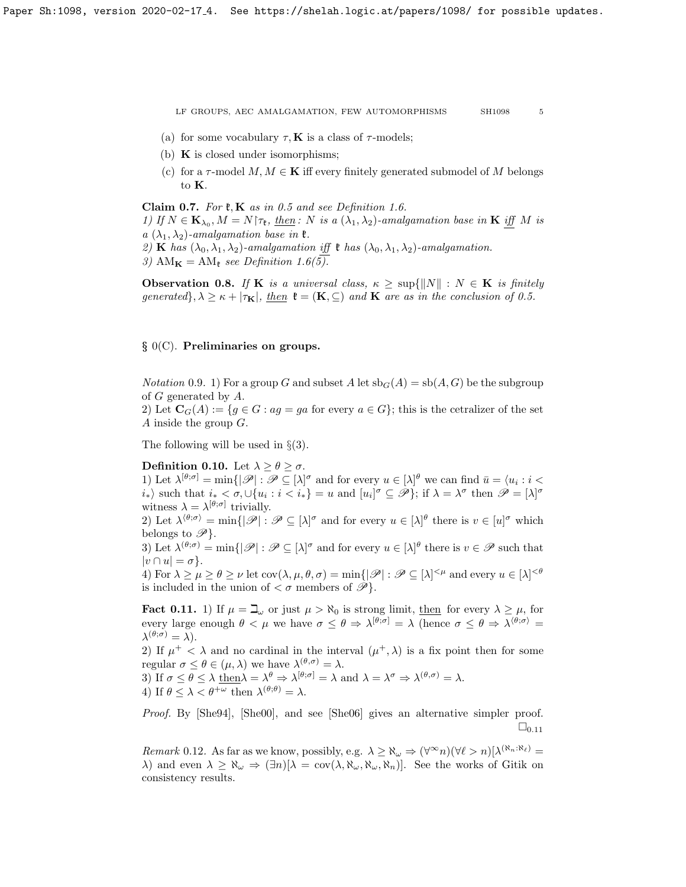(a) for some vocabulary $\tau, \mathbf{K}$ is a class of $\tau$-models;

(b) $\mathbf{K}$ is closed under isomorphisms;

(c) for a $\tau$-model $M, M \in \mathbf{K}$ iff every finitely generated submodel of $M$ belongs to $\mathbf{K}$.

**Claim 0.7.** *For $\mathfrak{k}, \mathbf{K}$ as in 0.5 and see Definition 1.6.*
*1) If $N \in \mathbf{K}_{\lambda_0}, M = N{\restriction}\tau_{\mathfrak{k}}$, then: $N$ is a $(\lambda_1, \lambda_2)$-amalgamation base in $\mathbf{K}$ iff $M$ is a $(\lambda_1, \lambda_2)$-amalgamation base in $\mathfrak{k}$.*
*2) $\mathbf{K}$ has $(\lambda_0, \lambda_1, \lambda_2)$-amalgamation iff $\mathfrak{k}$ has $(\lambda_0, \lambda_1, \lambda_2)$-amalgamation.*
*3) $\mathrm{AM}_{\mathbf{K}} = \mathrm{AM}_{\mathfrak{k}}$ see Definition 1.6(5).*

**Observation 0.8.** *If $\mathbf{K}$ is a universal class, $\kappa \geq \sup\{\|N\| : N \in \mathbf{K}$ is finitely generated$\}$, $\lambda \geq \kappa + |\tau_{\mathbf{K}}|$, then $\mathfrak{k} = (\mathbf{K}, \subseteq)$ and $\mathbf{K}$ are as in the conclusion of 0.5.*

## § 0(C). Preliminaries on groups.

*Notation* 0.9. 1) For a group $G$ and subset $A$ let $\mathrm{sb}_G(A) = \mathrm{sb}(A, G)$ be the subgroup of $G$ generated by $A$.
2) Let $\mathbf{C}_G(A) := \{g \in G : ag = ga$ for every $a \in G\}$; this is the cetralizer of the set $A$ inside the group $G$.

The following will be used in §(3).

**Definition 0.10.** Let $\lambda \geq \theta \geq \sigma$.
1) Let $\lambda^{[\theta;\sigma]} = \min\{|\mathscr{P}| : \mathscr{P} \subseteq [\lambda]^\sigma$ and for every $u \in [\lambda]^\theta$ we can find $\bar{u} = \langle u_i : i < i_* \rangle$ such that $i_* < \sigma, \cup\{u_i : i < i_*\} = u$ and $[u_i]^\sigma \subseteq \mathscr{P}\}$; if $\lambda = \lambda^\sigma$ then $\mathscr{P} = [\lambda]^\sigma$ witness $\lambda = \lambda^{[\theta;\sigma]}$ trivially.
2) Let $\lambda^{\langle \theta;\sigma \rangle} = \min\{|\mathscr{P}| : \mathscr{P} \subseteq [\lambda]^\sigma$ and for every $u \in [\lambda]^\theta$ there is $v \in [u]^\sigma$ which belongs to $\mathscr{P}\}$.
3) Let $\lambda^{(\theta;\sigma)} = \min\{|\mathscr{P}| : \mathscr{P} \subseteq [\lambda]^\sigma$ and for every $u \in [\lambda]^\theta$ there is $v \in \mathscr{P}$ such that $|v \cap u| = \sigma\}$.
4) For $\lambda \geq \mu \geq \theta \geq \nu$ let $\mathrm{cov}(\lambda, \mu, \theta, \sigma) = \min\{|\mathscr{P}| : \mathscr{P} \subseteq [\lambda]^{<\mu}$ and every $u \in [\lambda]^{<\theta}$ is included in the union of $< \sigma$ members of $\mathscr{P}\}$.

**Fact 0.11.** 1) If $\mu = \beth_\omega$ or just $\mu > \aleph_0$ is strong limit, then for every $\lambda \geq \mu$, for every large enough $\theta < \mu$ we have $\sigma \leq \theta \Rightarrow \lambda^{[\theta;\sigma]} = \lambda$ (hence $\sigma \leq \theta \Rightarrow \lambda^{\langle \theta;\sigma \rangle} = \lambda^{(\theta;\sigma)} = \lambda$).
2) If $\mu^+ < \lambda$ and no cardinal in the interval $(\mu^+, \lambda)$ is a fix point then for some regular $\sigma \leq \theta \in (\mu, \lambda)$ we have $\lambda^{(\theta,\sigma)} = \lambda$.
3) If $\sigma \leq \theta \leq \lambda$ then $\lambda = \lambda^\theta \Rightarrow \lambda^{[\theta;\sigma]} = \lambda$ and $\lambda = \lambda^\sigma \Rightarrow \lambda^{(\theta,\sigma)} = \lambda$.
4) If $\theta \leq \lambda < \theta^{+\omega}$ then $\lambda^{(\theta;\theta)} = \lambda$.

*Proof.* By [She94], [She00], and see [She06] gives an alternative simpler proof. $\square_{0.11}$

*Remark* 0.12. As far as we know, possibly, e.g. $\lambda \geq \aleph_\omega \Rightarrow (\forall^\infty n)(\forall \ell > n)[\lambda^{(\aleph_n:\aleph_\ell)} = \lambda)$ and even $\lambda \geq \aleph_\omega \Rightarrow (\exists n)[\lambda = \mathrm{cov}(\lambda, \aleph_\omega, \aleph_\omega, \aleph_n)]$. See the works of Gitik on consistency results.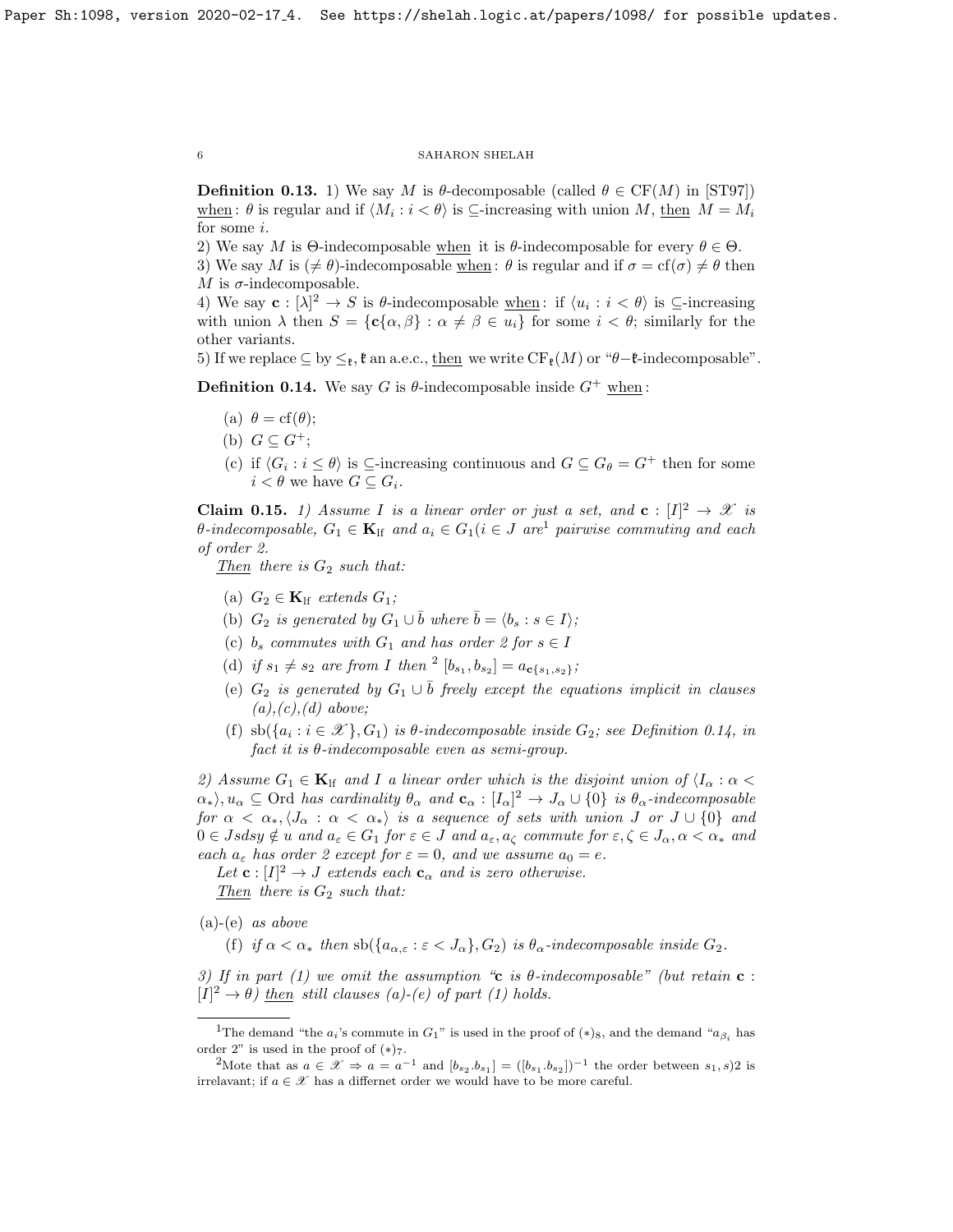**Definition 0.13.** 1) We say $M$ is $\theta$-decomposable (called $\theta \in \mathrm{CF}(M)$ in [ST97]) when: $\theta$ is regular and if $\langle M_i : i < \theta \rangle$ is $\subseteq$-increasing with union $M$, then $M = M_i$ for some $i$.

2) We say $M$ is $\Theta$-indecomposable when it is $\theta$-indecomposable for every $\theta \in \Theta$.

3) We say $M$ is $(\neq \theta)$-indecomposable when: $\theta$ is regular and if $\sigma = \mathrm{cf}(\sigma) \neq \theta$ then $M$ is $\sigma$-indecomposable.

4) We say $\mathbf{c} : [\lambda]^2 \to S$ is $\theta$-indecomposable when: if $\langle u_i : i < \theta \rangle$ is $\subseteq$-increasing with union $\lambda$ then $S = \{\mathbf{c}\{\alpha, \beta\} : \alpha \neq \beta \in u_i\}$ for some $i < \theta$; similarly for the other variants.

5) If we replace $\subseteq$ by $\leq_{\mathfrak{k}}$, $\mathfrak{k}$ an a.e.c., then we write $\mathrm{CF}_{\mathfrak{k}}(M)$ or "$\theta$−$\mathfrak{k}$-indecomposable".

**Definition 0.14.** We say $G$ is $\theta$-indecomposable inside $G^+$ when:

- (a) $\theta = \mathrm{cf}(\theta)$;
- (b) $G \subseteq G^+$;
- (c) if $\langle G_i : i \leq \theta \rangle$ is $\subseteq$-increasing continuous and $G \subseteq G_\theta = G^+$ then for some $i < \theta$ we have $G \subseteq G_i$.

**Claim 0.15.** *1) Assume $I$ is a linear order or just a set, and $\mathbf{c} : [I]^2 \to \mathscr{X}$ is $\theta$-indecomposable, $G_1 \in \mathbf{K}_{\mathrm{lf}}$ and $a_i \in G_1 (i \in J$ are[1] pairwise commuting and each of order 2.*

*Then there is $G_2$ such that:*

- (a) *$G_2 \in \mathbf{K}_{\mathrm{lf}}$ extends $G_1$;*
- (b) *$G_2$ is generated by $G_1 \cup \bar{b}$ where $\bar{b} = \langle b_s : s \in I \rangle$;*
- (c) *$b_s$ commutes with $G_1$ and has order 2 for $s \in I$*
- (d) *if $s_1 \neq s_2$ are from $I$ then [2] $[b_{s_1}, b_{s_2}] = a_{\mathbf{c}\{s_1,s_2\}}$;*
- (e) *$G_2$ is generated by $G_1 \cup \bar{b}$ freely except the equations implicit in clauses (a),(c),(d) above;*
- (f) *$\mathrm{sb}(\{a_i : i \in \mathscr{X}\}, G_1)$ is $\theta$-indecomposable inside $G_2$; see Definition 0.14, in fact it is $\theta$-indecomposable even as semi-group.*

*2) Assume $G_1 \in \mathbf{K}_{\mathrm{lf}}$ and $I$ a linear order which is the disjoint union of $\langle I_\alpha : \alpha < \alpha_* \rangle, u_\alpha \subseteq \mathrm{Ord}$ has cardinality $\theta_\alpha$ and $\mathbf{c}_\alpha : [I_\alpha]^2 \to J_\alpha \cup \{0\}$ is $\theta_\alpha$-indecomposable for $\alpha < \alpha_*, \langle J_\alpha : \alpha < \alpha_* \rangle$ is a sequence of sets with union $J$ or $J \cup \{0\}$ and $0 \in Jsdsy \notin u$ and $a_\varepsilon \in G_1$ for $\varepsilon \in J$ and $a_\varepsilon, a_\zeta$ commute for $\varepsilon, \zeta \in J_\alpha, \alpha < \alpha_*$ and each $a_\varepsilon$ has order 2 except for $\varepsilon = 0$, and we assume $a_0 = e$.*

*Let $\mathbf{c} : [I]^2 \to J$ extends each $\mathbf{c}_\alpha$ and is zero otherwise.*

*Then there is $G_2$ such that:*

- (a)-(e) *as above*
- (f) *if $\alpha < \alpha_*$ then $\mathrm{sb}(\{a_{\alpha,\varepsilon} : \varepsilon < J_\alpha\}, G_2)$ is $\theta_\alpha$-indecomposable inside $G_2$.*

*3) If in part (1) we omit the assumption "$\mathbf{c}$ is $\theta$-indecomposable" (but retain $\mathbf{c} : [I]^2 \to \theta$) then still clauses (a)-(e) of part (1) holds.*

---

[1] The demand "the $a_i$'s commute in $G_1$" is used in the proof of $(*)_8$, and the demand "$a_{\beta_i}$ has order 2" is used in the proof of $(*)_7$.

[2] Mote that as $a \in \mathscr{X} \Rightarrow a = a^{-1}$ and $[b_{s_2}.b_{s_1}] = ([b_{s_1}.b_{s_2}])^{-1}$ the order between $s_1, s)2$ is irrelavant; if $a \in \mathscr{X}$ has a differnet order we would have to be more careful.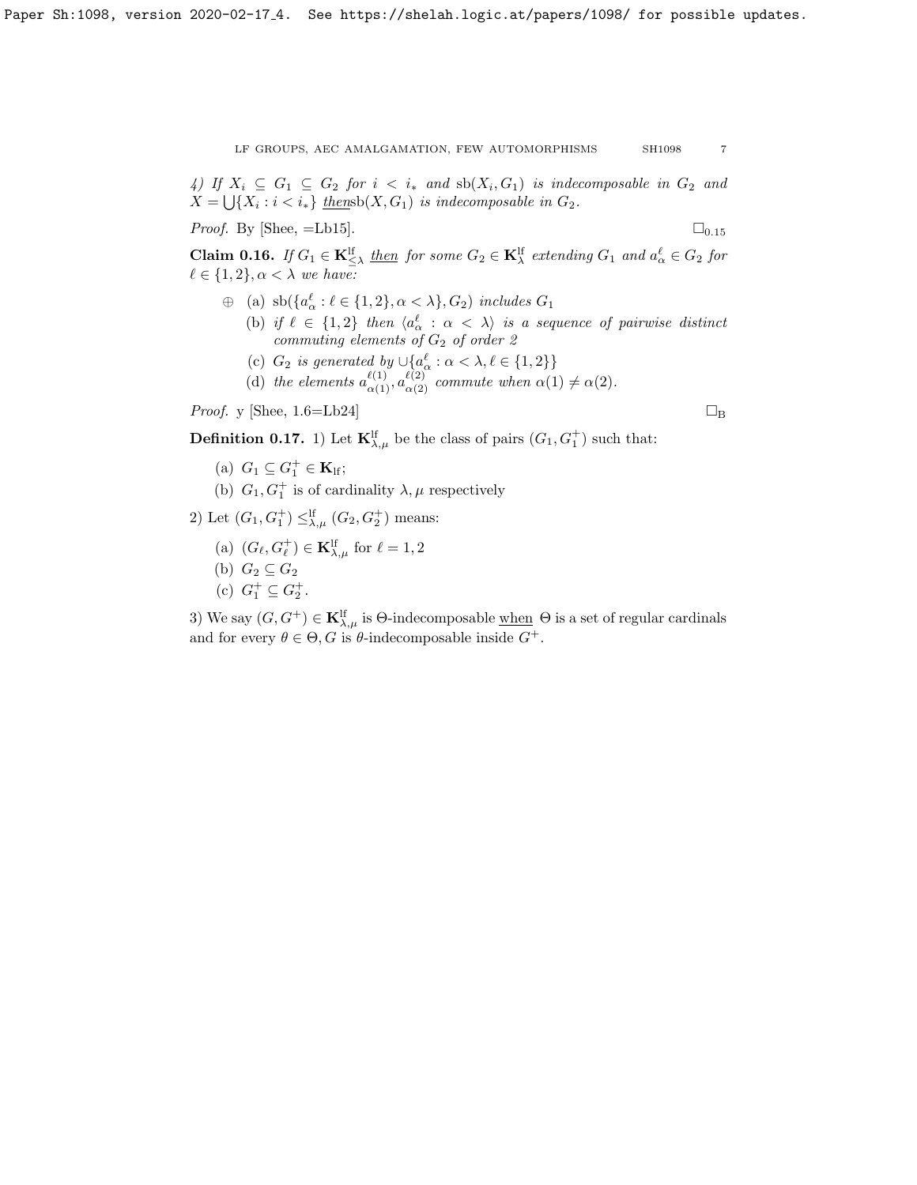4) If $X_i \subseteq G_1 \subseteq G_2$ for $i < i_*$ and $\mathrm{sb}(X_i, G_1)$ is indecomposable in $G_2$ and $X = \bigcup\{X_i : i < i_*\}$ <u>then</u>$\mathrm{sb}(X, G_1)$ is indecomposable in $G_2$.

*Proof.* By [Shee, =Lb15]. $\square_{0.15}$

**Claim 0.16.** *If $G_1 \in \mathbf{K}^{\mathrm{lf}}_{\leq\lambda}$ <u>then</u> for some $G_2 \in \mathbf{K}^{\mathrm{lf}}_\lambda$ extending $G_1$ and $a^\ell_\alpha \in G_2$ for $\ell \in \{1,2\}, \alpha < \lambda$ we have:*

$\oplus$ (a) *$\mathrm{sb}(\{a^\ell_\alpha : \ell \in \{1,2\}, \alpha < \lambda\}, G_2)$ includes $G_1$*

(b) *if $\ell \in \{1,2\}$ then $\langle a^\ell_\alpha : \alpha < \lambda\rangle$ is a sequence of pairwise distinct commuting elements of $G_2$ of order 2*

(c) *$G_2$ is generated by $\cup\{a^\ell_\alpha : \alpha < \lambda, \ell \in \{1,2\}\}$*

(d) *the elements $a^{\ell(1)}_{\alpha(1)}, a^{\ell(2)}_{\alpha(2)}$ commute when $\alpha(1) \neq \alpha(2)$.*

*Proof.* y [Shee, 1.6=Lb24] $\square_{\mathrm{B}}$

**Definition 0.17.** 1) Let $\mathbf{K}^{\mathrm{lf}}_{\lambda,\mu}$ be the class of pairs $(G_1, G_1^+)$ such that:

(a) $G_1 \subseteq G_1^+ \in \mathbf{K}_{\mathrm{lf}}$;

(b) $G_1, G_1^+$ is of cardinality $\lambda, \mu$ respectively

2) Let $(G_1, G_1^+) \leq^{\mathrm{lf}}_{\lambda,\mu} (G_2, G_2^+)$ means:

(a) $(G_\ell, G_\ell^+) \in \mathbf{K}^{\mathrm{lf}}_{\lambda,\mu}$ for $\ell = 1, 2$

(b) $G_2 \subseteq G_2$

(c) $G_1^+ \subseteq G_2^+$.

3) We say $(G, G^+) \in \mathbf{K}^{\mathrm{lf}}_{\lambda,\mu}$ is $\Theta$-indecomposable <u>when</u> $\Theta$ is a set of regular cardinals and for every $\theta \in \Theta, G$ is $\theta$-indecomposable inside $G^+$.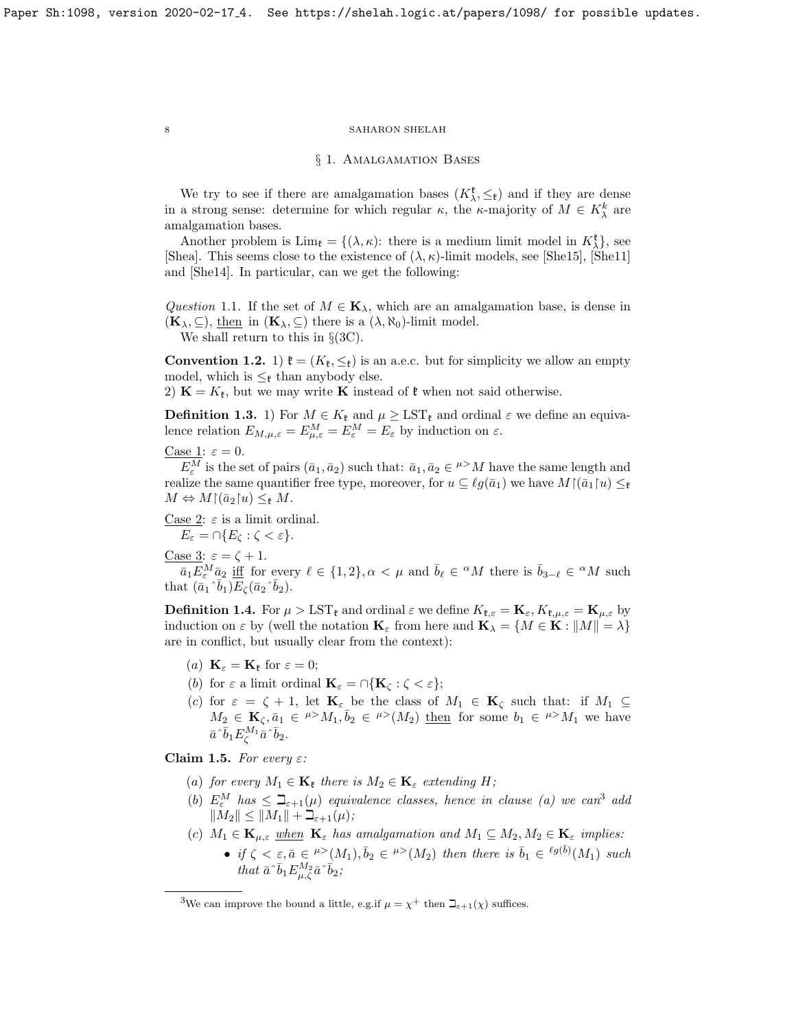## § 1. Amalgamation Bases

We try to see if there are amalgamation bases $(K^{\mathfrak{k}}_\lambda, \leq_{\mathfrak{k}})$ and if they are dense in a strong sense: determine for which regular $\kappa$, the $\kappa$-majority of $M \in K^k_\lambda$ are amalgamation bases.

Another problem is $\mathrm{Lim}_{\mathfrak{k}} = \{(\lambda,\kappa)$: there is a medium limit model in $K^{\mathfrak{k}}_\lambda\}$, see [Shea]. This seems close to the existence of $(\lambda,\kappa)$-limit models, see [She15], [She11] and [She14]. In particular, can we get the following:

*Question* 1.1. If the set of $M \in \mathbf{K}_\lambda$, which are an amalgamation base, is dense in $(\mathbf{K}_\lambda, \subseteq)$, then in $(\mathbf{K}_\lambda, \subseteq)$ there is a $(\lambda, \aleph_0)$-limit model.

We shall return to this in §(3C).

**Convention 1.2.** 1) $\mathfrak{k} = (K_{\mathfrak{k}}, \leq_{\mathfrak{k}})$ is an a.e.c. but for simplicity we allow an empty model, which is $\leq_{\mathfrak{k}}$ than anybody else.
2) $\mathbf{K} = K_{\mathfrak{k}}$, but we may write $\mathbf{K}$ instead of $\mathfrak{k}$ when not said otherwise.

**Definition 1.3.** 1) For $M \in K_{\mathfrak{k}}$ and $\mu \geq \mathrm{LST}_{\mathfrak{k}}$ and ordinal $\varepsilon$ we define an equivalence relation $E_{M,\mu,\varepsilon} = E^M_{\mu,\varepsilon} = E^M_\varepsilon = E_\varepsilon$ by induction on $\varepsilon$.

Case 1: $\varepsilon = 0$.
$E^M_\varepsilon$ is the set of pairs $(\bar a_1, \bar a_2)$ such that: $\bar a_1, \bar a_2 \in {}^{\mu>}M$ have the same length and realize the same quantifier free type, moreover, for $u \subseteq \ell g(\bar a_1)$ we have $M{\restriction}(\bar a_1{\restriction}u) \leq_{\mathfrak{k}} M \Leftrightarrow M{\restriction}(\bar a_2{\restriction}u) \leq_{\mathfrak{k}} M$.

Case 2: $\varepsilon$ is a limit ordinal.
$E_\varepsilon = \cap\{E_\zeta : \zeta < \varepsilon\}$.

Case 3: $\varepsilon = \zeta + 1$.
$\bar a_1 E^M_\varepsilon \bar a_2$ iff for every $\ell \in \{1,2\}, \alpha < \mu$ and $\bar b_\ell \in {}^\alpha M$ there is $\bar b_{3-\ell} \in {}^\alpha M$ such that $(\bar a_1{}^\frown \bar b_1) E_\zeta (\bar a_2{}^\frown \bar b_2)$.

**Definition 1.4.** For $\mu > \mathrm{LST}_{\mathfrak{k}}$ and ordinal $\varepsilon$ we define $K_{\mathfrak{k},\varepsilon} = \mathbf{K}_\varepsilon, K_{\mathfrak{k},\mu,\varepsilon} = \mathbf{K}_{\mu,\varepsilon}$ by induction on $\varepsilon$ by (well the notation $\mathbf{K}_\varepsilon$ from here and $\mathbf{K}_\lambda = \{M \in \mathbf{K} : \|M\| = \lambda\}$ are in conflict, but usually clear from the context):

- (a) $\mathbf{K}_\varepsilon = \mathbf{K}_{\mathfrak{k}}$ for $\varepsilon = 0$;
- (b) for $\varepsilon$ a limit ordinal $\mathbf{K}_\varepsilon = \cap\{\mathbf{K}_\zeta : \zeta < \varepsilon\}$;
- (c) for $\varepsilon = \zeta + 1$, let $\mathbf{K}_\varepsilon$ be the class of $M_1 \in \mathbf{K}_\zeta$ such that: if $M_1 \subseteq M_2 \in \mathbf{K}_\zeta, \bar a_1 \in {}^{\mu>}M_1, \bar b_2 \in {}^{\mu>}(M_2)$ then for some $b_1 \in {}^{\mu>}M_1$ we have $\bar a{}^\frown \bar b_1 E^{M_1}_\zeta \bar a{}^\frown \bar b_2$.

**Claim 1.5.** *For every* $\varepsilon$:

- (a) *for every* $M_1 \in \mathbf{K}_{\mathfrak{k}}$ *there is* $M_2 \in \mathbf{K}_\varepsilon$ *extending* $H$;
- (b) $E^M_\varepsilon$ *has* $\leq \beth_{\varepsilon+1}(\mu)$ *equivalence classes, hence in clause (a) we can*[3] *add* $\|M_2\| \leq \|M_1\| + \beth_{\varepsilon+1}(\mu)$;
- (c) $M_1 \in \mathbf{K}_{\mu,\varepsilon}$ *when* $\mathbf{K}_\varepsilon$ *has amalgamation and* $M_1 \subseteq M_2, M_2 \in \mathbf{K}_\varepsilon$ *implies:*
  - *if* $\zeta < \varepsilon, \bar a \in {}^{\mu>}(M_1), \bar b_2 \in {}^{\mu>}(M_2)$ *then there is* $\bar b_1 \in {}^{\ell g(\bar b)}(M_1)$ *such that* $\bar a{}^\frown \bar b_1 E^{M_2}_{\mu,\zeta} \bar a{}^\frown \bar b_2$;

[3] We can improve the bound a little, e.g.if $\mu = \chi^+$ then $\beth_{\varepsilon+1}(\chi)$ suffices.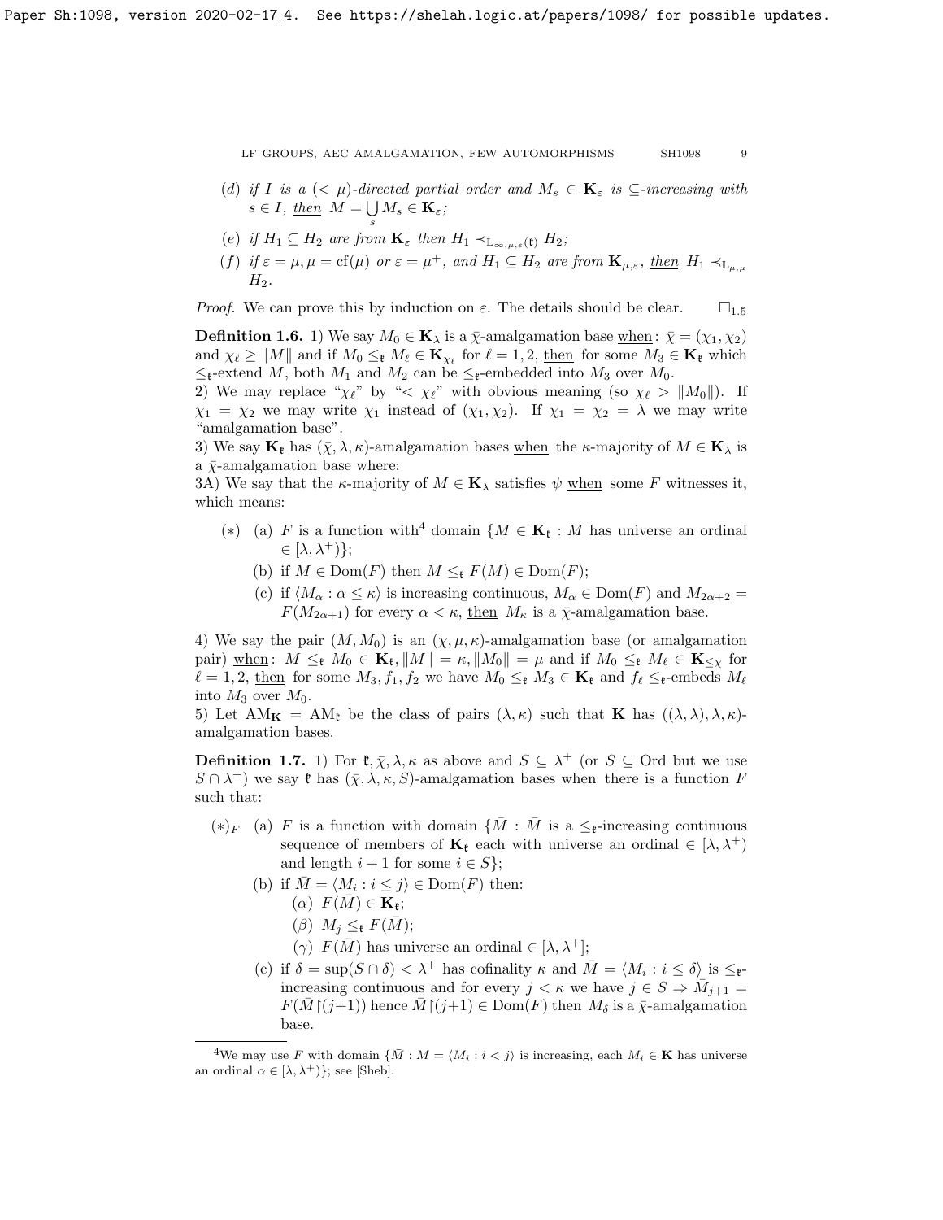(d) *if $I$ is a $(< \mu)$-directed partial order and $M_s \in \mathbf{K}_\varepsilon$ is $\subseteq$-increasing with $s \in I$, then $M = \bigcup_s M_s \in \mathbf{K}_\varepsilon$;*

(e) *if $H_1 \subseteq H_2$ are from $\mathbf{K}_\varepsilon$ then $H_1 \prec_{\mathbb{L}_{\infty,\mu,\varepsilon(\mathfrak{k})}} H_2$;*

(f) *if $\varepsilon = \mu, \mu = \mathrm{cf}(\mu)$ or $\varepsilon = \mu^+$, and $H_1 \subseteq H_2$ are from $\mathbf{K}_{\mu,\varepsilon}$, then $H_1 \prec_{\mathbb{L}_{\mu,\mu}} H_2$.*

*Proof.* We can prove this by induction on $\varepsilon$. The details should be clear. $\square_{1.5}$

**Definition 1.6.** 1) We say $M_0 \in \mathbf{K}_\lambda$ is a $\bar{\chi}$-amalgamation base when: $\bar{\chi} = (\chi_1, \chi_2)$ and $\chi_\ell \geq \|M\|$ and if $M_0 \leq_{\mathfrak{k}} M_\ell \in \mathbf{K}_{\chi_\ell}$ for $\ell = 1, 2$, then for some $M_3 \in \mathbf{K}_{\mathfrak{k}}$ which $\leq_{\mathfrak{k}}$-extend $M$, both $M_1$ and $M_2$ can be $\leq_{\mathfrak{k}}$-embedded into $M_3$ over $M_0$.

2) We may replace "$\chi_\ell$" by "$< \chi_\ell$" with obvious meaning (so $\chi_\ell > \|M_0\|$). If $\chi_1 = \chi_2$ we may write $\chi_1$ instead of $(\chi_1, \chi_2)$. If $\chi_1 = \chi_2 = \lambda$ we may write "amalgamation base".

3) We say $\mathbf{K}_{\mathfrak{k}}$ has $(\bar{\chi}, \lambda, \kappa)$-amalgamation bases when the $\kappa$-majority of $M \in \mathbf{K}_\lambda$ is a $\bar{\chi}$-amalgamation base where:

3A) We say that the $\kappa$-majority of $M \in \mathbf{K}_\lambda$ satisfies $\psi$ when some $F$ witnesses it, which means:

- $(*)$ (a) $F$ is a function with[4] domain $\{M \in \mathbf{K}_{\mathfrak{k}} : M$ has universe an ordinal $\in [\lambda, \lambda^+)\}$;
  - (b) if $M \in \mathrm{Dom}(F)$ then $M \leq_{\mathfrak{k}} F(M) \in \mathrm{Dom}(F)$;
  - (c) if $\langle M_\alpha : \alpha \leq \kappa \rangle$ is increasing continuous, $M_\alpha \in \mathrm{Dom}(F)$ and $M_{2\alpha+2} = F(M_{2\alpha+1})$ for every $\alpha < \kappa$, then $M_\kappa$ is a $\bar{\chi}$-amalgamation base.

4) We say the pair $(M, M_0)$ is an $(\chi, \mu, \kappa)$-amalgamation base (or amalgamation pair) when: $M \leq_{\mathfrak{k}} M_0 \in \mathbf{K}_{\mathfrak{k}}, \|M\| = \kappa, \|M_0\| = \mu$ and if $M_0 \leq_{\mathfrak{k}} M_\ell \in \mathbf{K}_{\leq \chi}$ for $\ell = 1, 2$, then for some $M_3, f_1, f_2$ we have $M_0 \leq_{\mathfrak{k}} M_3 \in \mathbf{K}_{\mathfrak{k}}$ and $f_\ell$ $\leq_{\mathfrak{k}}$-embeds $M_\ell$ into $M_3$ over $M_0$.

5) Let $\mathrm{AM}_{\mathbf{K}} = \mathrm{AM}_{\mathfrak{k}}$ be the class of pairs $(\lambda, \kappa)$ such that $\mathbf{K}$ has $((\lambda, \lambda), \lambda, \kappa)$-amalgamation bases.

**Definition 1.7.** 1) For $\mathfrak{k}, \bar{\chi}, \lambda, \kappa$ as above and $S \subseteq \lambda^+$ (or $S \subseteq \mathrm{Ord}$ but we use $S \cap \lambda^+$) we say $\mathfrak{k}$ has $(\bar{\chi}, \lambda, \kappa, S)$-amalgamation bases when there is a function $F$ such that:

- $(*)_F$ (a) $F$ is a function with domain $\{\bar{M} : \bar{M}$ is a $\leq_{\mathfrak{k}}$-increasing continuous sequence of members of $\mathbf{K}_{\mathfrak{k}}$ each with universe an ordinal $\in [\lambda, \lambda^+)$ and length $i + 1$ for some $i \in S\}$;
  - (b) if $\bar{M} = \langle M_i : i \leq j \rangle \in \mathrm{Dom}(F)$ then:
    - $(\alpha)$ $F(\bar{M}) \in \mathbf{K}_{\mathfrak{k}}$;
    - $(\beta)$ $M_j \leq_{\mathfrak{k}} F(\bar{M})$;
    - $(\gamma)$ $F(\bar{M})$ has universe an ordinal $\in [\lambda, \lambda^+]$;
  - (c) if $\delta = \sup(S \cap \delta) < \lambda^+$ has cofinality $\kappa$ and $\bar{M} = \langle M_i : i \leq \delta \rangle$ is $\leq_{\mathfrak{k}}$-increasing continuous and for every $j < \kappa$ we have $j \in S \Rightarrow \bar{M}_{j+1} = F(\bar{M} \restriction (j+1))$ hence $\bar{M} \restriction (j+1) \in \mathrm{Dom}(F)$ then $M_\delta$ is a $\bar{\chi}$-amalgamation base.

[4] We may use $F$ with domain $\{\bar{M} : M = \langle M_i : i < j \rangle$ is increasing, each $M_i \in \mathbf{K}$ has universe an ordinal $\alpha \in [\lambda, \lambda^+)\}$; see [Sheb].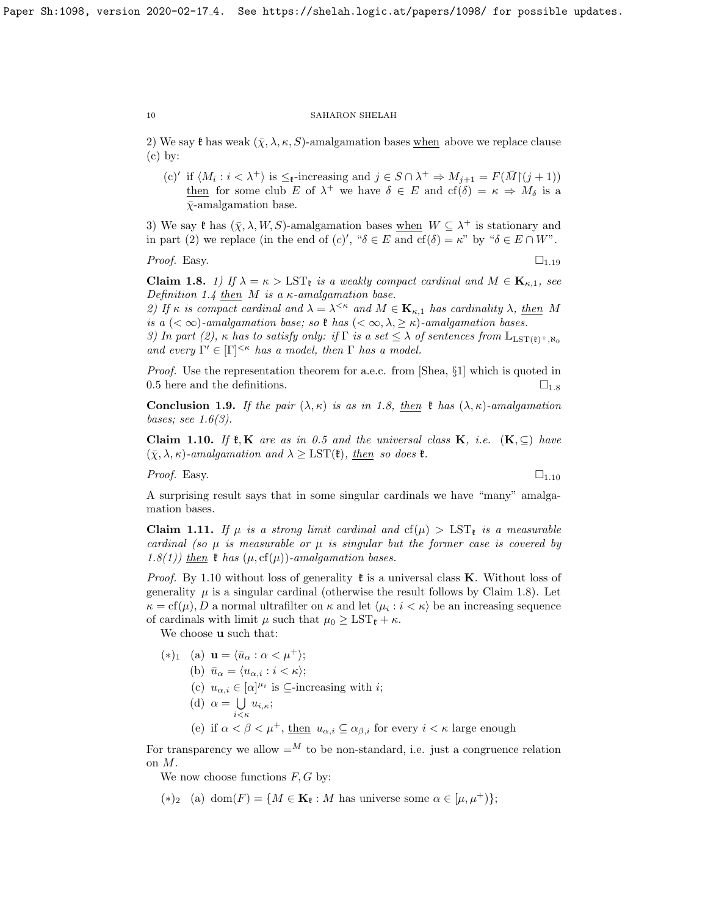2) We say $\mathfrak{k}$ has weak $(\bar{\chi}, \lambda, \kappa, S)$-amalgamation bases when above we replace clause (c) by:

- (c)′ if $\langle M_i : i < \lambda^+ \rangle$ is $\le_{\mathfrak{k}}$-increasing and $j \in S \cap \lambda^+ \Rightarrow M_{j+1} = F(\bar{M} \restriction (j+1))$ then for some club $E$ of $\lambda^+$ we have $\delta \in E$ and $\mathrm{cf}(\delta) = \kappa \Rightarrow M_\delta$ is a $\bar{\chi}$-amalgamation base.

3) We say $\mathfrak{k}$ has $(\bar{\chi}, \lambda, W, S)$-amalgamation bases when $W \subseteq \lambda^+$ is stationary and in part (2) we replace (in the end of (c)′, "$\delta \in E$ and $\mathrm{cf}(\delta) = \kappa$" by "$\delta \in E \cap W$".

*Proof.* Easy. $\square_{1.19}$

**Claim 1.8.** *1) If $\lambda = \kappa > \mathrm{LST}_{\mathfrak{k}}$ is a weakly compact cardinal and $M \in \mathbf{K}_{\kappa,1}$, see Definition 1.4 then $M$ is a $\kappa$-amalgamation base.*
*2) If $\kappa$ is compact cardinal and $\lambda = \lambda^{<\kappa}$ and $M \in \mathbf{K}_{\kappa,1}$ has cardinality $\lambda$, then $M$ is a $(<\infty)$-amalgamation base; so $\mathfrak{k}$ has $(<\infty, \lambda, \ge \kappa)$-amalgamation bases.*
*3) In part (2), $\kappa$ has to satisfy only: if $\Gamma$ is a set $\le \lambda$ of sentences from $\mathbb{L}_{\mathrm{LST}(\mathfrak{k})^+, \aleph_0}$ and every $\Gamma' \in [\Gamma]^{<\kappa}$ has a model, then $\Gamma$ has a model.*

*Proof.* Use the representation theorem for a.e.c. from [Shea, §1] which is quoted in 0.5 here and the definitions. $\square_{1.8}$

**Conclusion 1.9.** *If the pair $(\lambda, \kappa)$ is as in 1.8, then $\mathfrak{k}$ has $(\lambda, \kappa)$-amalgamation bases; see 1.6(3).*

**Claim 1.10.** *If $\mathfrak{k}, \mathbf{K}$ are as in 0.5 and the universal class $\mathbf{K}$, i.e. $(\mathbf{K}, \subseteq)$ have $(\bar{\chi}, \lambda, \kappa)$-amalgamation and $\lambda \ge \mathrm{LST}(\mathfrak{k})$, then so does $\mathfrak{k}$.*

*Proof.* Easy. $\square_{1.10}$

A surprising result says that in some singular cardinals we have "many" amalgamation bases.

**Claim 1.11.** *If $\mu$ is a strong limit cardinal and $\mathrm{cf}(\mu) > \mathrm{LST}_{\mathfrak{k}}$ is a measurable cardinal (so $\mu$ is measurable or $\mu$ is singular but the former case is covered by 1.8(1)) then $\mathfrak{k}$ has $(\mu, \mathrm{cf}(\mu))$-amalgamation bases.*

*Proof.* By 1.10 without loss of generality $\mathfrak{k}$ is a universal class $\mathbf{K}$. Without loss of generality $\mu$ is a singular cardinal (otherwise the result follows by Claim 1.8). Let $\kappa = \mathrm{cf}(\mu)$, $D$ a normal ultrafilter on $\kappa$ and let $\langle \mu_i : i < \kappa \rangle$ be an increasing sequence of cardinals with limit $\mu$ such that $\mu_0 \ge \mathrm{LST}_{\mathfrak{k}} + \kappa$.

We choose $\mathbf{u}$ such that:

$(*)_1$
- (a) $\mathbf{u} = \langle \bar{u}_\alpha : \alpha < \mu^+ \rangle$;
- (b) $\bar{u}_\alpha = \langle u_{\alpha,i} : i < \kappa \rangle$;
- (c) $u_{\alpha,i} \in [\alpha]^{\mu_i}$ is $\subseteq$-increasing with $i$;
- (d) $\alpha = \bigcup\limits_{i<\kappa} u_{i,\kappa}$;
- (e) if $\alpha < \beta < \mu^+$, then $u_{\alpha,i} \subseteq \alpha_{\beta,i}$ for every $i < \kappa$ large enough

For transparency we allow $=^M$ to be non-standard, i.e. just a congruence relation on $M$.

We now choose functions $F, G$ by:

$(*)_2$
- (a) $\mathrm{dom}(F) = \{M \in \mathbf{K}_{\mathfrak{k}} : M \text{ has universe some } \alpha \in [\mu, \mu^+)\}$;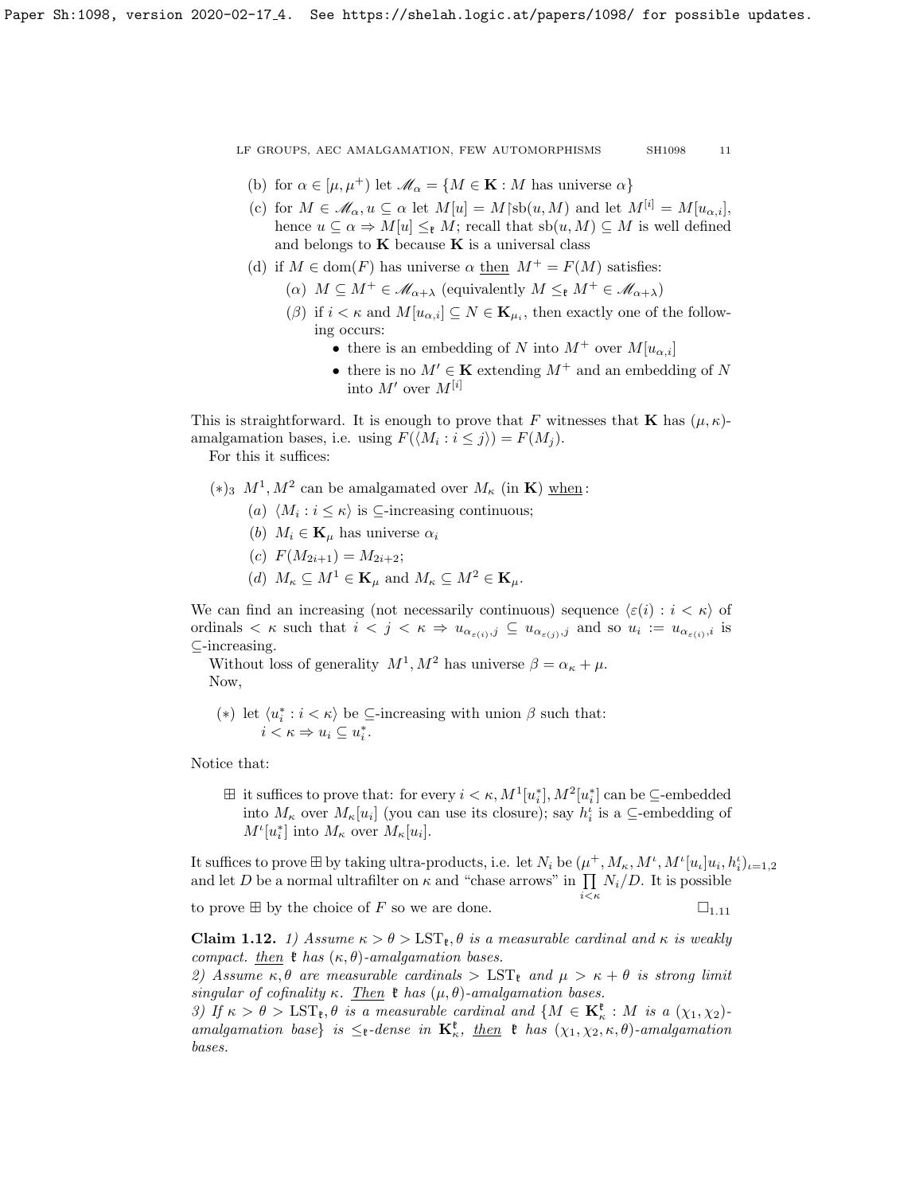(b) for $\alpha \in [\mu, \mu^+)$ let $\mathscr{M}_\alpha = \{M \in \mathbf{K} : M \text{ has universe } \alpha\}$

(c) for $M \in \mathscr{M}_\alpha, u \subseteq \alpha$ let $M[u] = M{\restriction}\mathrm{sb}(u, M)$ and let $M^{[i]} = M[u_{\alpha,i}]$, hence $u \subseteq \alpha \Rightarrow M[u] \leq_{\mathfrak{k}} M$; recall that $\mathrm{sb}(u, M) \subseteq M$ is well defined and belongs to $\mathbf{K}$ because $\mathbf{K}$ is a universal class

(d) if $M \in \mathrm{dom}(F)$ has universe $\alpha$ <u>then</u> $M^+ = F(M)$ satisfies:

- ($\alpha$) $M \subseteq M^+ \in \mathscr{M}_{\alpha+\lambda}$ (equivalently $M \leq_{\mathfrak{k}} M^+ \in \mathscr{M}_{\alpha+\lambda}$)
- ($\beta$) if $i < \kappa$ and $M[u_{\alpha,i}] \subseteq N \in \mathbf{K}_{\mu_i}$, then exactly one of the following occurs:
  - there is an embedding of $N$ into $M^+$ over $M[u_{\alpha,i}]$
  - there is no $M' \in \mathbf{K}$ extending $M^+$ and an embedding of $N$ into $M'$ over $M^{[i]}$

This is straightforward. It is enough to prove that $F$ witnesses that $\mathbf{K}$ has $(\mu, \kappa)$-amalgamation bases, i.e. using $F(\langle M_i : i \leq j\rangle) = F(M_j)$.

For this it suffices:

$(*)_3$ $M^1, M^2$ can be amalgamated over $M_\kappa$ (in $\mathbf{K}$) <u>when</u>:

- (a) $\langle M_i : i \leq \kappa\rangle$ is $\subseteq$-increasing continuous;
- (b) $M_i \in \mathbf{K}_\mu$ has universe $\alpha_i$
- (c) $F(M_{2i+1}) = M_{2i+2}$;
- (d) $M_\kappa \subseteq M^1 \in \mathbf{K}_\mu$ and $M_\kappa \subseteq M^2 \in \mathbf{K}_\mu$.

We can find an increasing (not necessarily continuous) sequence $\langle \varepsilon(i) : i < \kappa\rangle$ of ordinals $< \kappa$ such that $i < j < \kappa \Rightarrow u_{\alpha_{\varepsilon(i)},j} \subseteq u_{\alpha_{\varepsilon(j)},j}$ and so $u_i := u_{\alpha_{\varepsilon(i)},i}$ is $\subseteq$-increasing.

Without loss of generality $M^1, M^2$ has universe $\beta = \alpha_\kappa + \mu$.

Now,

$(*)$ let $\langle u^*_i : i < \kappa\rangle$ be $\subseteq$-increasing with union $\beta$ such that: $i < \kappa \Rightarrow u_i \subseteq u^*_i$.

Notice that:

$\boxplus$ it suffices to prove that: for every $i < \kappa, M^1[u^*_i], M^2[u^*_i]$ can be $\subseteq$-embedded into $M_\kappa$ over $M_\kappa[u_i]$ (you can use its closure); say $h^\iota_i$ is a $\subseteq$-embedding of $M^\iota[u^*_i]$ into $M_\kappa$ over $M_\kappa[u_i]$.

It suffices to prove $\boxplus$ by taking ultra-products, i.e. let $N_i$ be $(\mu^+, M_\kappa, M^\iota, M^\iota[u_\iota]u_i, h^\iota_i)_{\iota=1,2}$ and let $D$ be a normal ultrafilter on $\kappa$ and "chase arrows" in $\prod_{i<\kappa} N_i/D$. It is possible to prove $\boxplus$ by the choice of $F$ so we are done. $\square_{1.11}$

**Claim 1.12.** *1) Assume $\kappa > \theta > \mathrm{LST}_{\mathfrak{k}}, \theta$ is a measurable cardinal and $\kappa$ is weakly compact. <u>then</u> $\mathfrak{k}$ has $(\kappa, \theta)$-amalgamation bases.*
*2) Assume $\kappa, \theta$ are measurable cardinals $> \mathrm{LST}_{\mathfrak{k}}$ and $\mu > \kappa + \theta$ is strong limit singular of cofinality $\kappa$. <u>Then</u> $\mathfrak{k}$ has $(\mu, \theta)$-amalgamation bases.*
*3) If $\kappa > \theta > \mathrm{LST}_{\mathfrak{k}}, \theta$ is a measurable cardinal and $\{M \in \mathbf{K}^{\mathfrak{k}}_\kappa : M$ is a $(\chi_1, \chi_2)$-amalgamation base$\}$ is $\leq_{\mathfrak{k}}$-dense in $\mathbf{K}^{\mathfrak{k}}_\kappa$, <u>then</u> $\mathfrak{k}$ has $(\chi_1, \chi_2, \kappa, \theta)$-amalgamation bases.*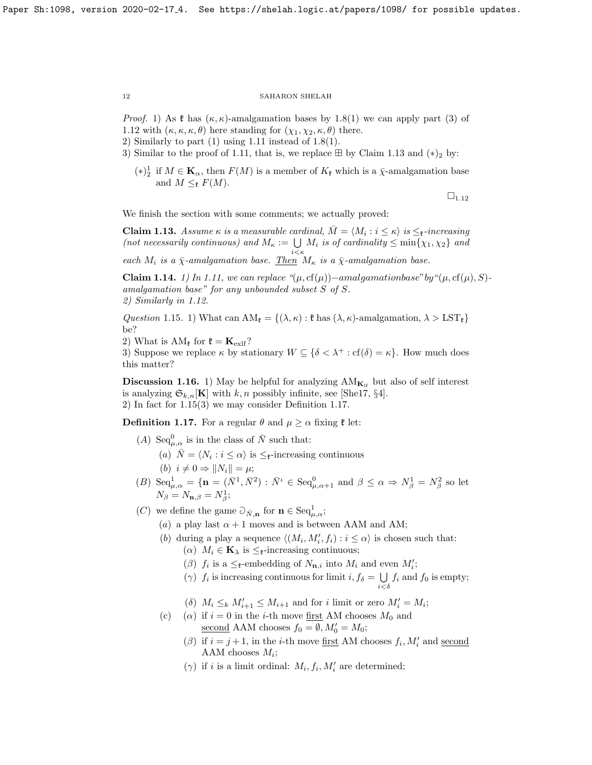*Proof.* 1) As $\mathfrak{k}$ has $(\kappa, \kappa)$-amalgamation bases by 1.8(1) we can apply part (3) of 1.12 with $(\kappa, \kappa, \kappa, \theta)$ here standing for $(\chi_1, \chi_2, \kappa, \theta)$ there.
2) Similarly to part (1) using 1.11 instead of 1.8(1).
3) Similar to the proof of 1.11, that is, we replace $\boxplus$ by Claim 1.13 and $(*)_2$ by:

- $(*)^1_2$ if $M \in \mathbf{K}_\alpha$, then $F(M)$ is a member of $K_{\mathfrak{k}}$ which is a $\bar{\chi}$-amalgamation base and $M \leq_{\mathfrak{k}} F(M)$.

$\square_{1.12}$

We finish the section with some comments; we actually proved:

**Claim 1.13.** *Assume $\kappa$ is a measurable cardinal, $\bar{M} = \langle M_i : i \leq \kappa\rangle$ is $\leq_{\mathfrak{k}}$-increasing (not necessarily continuous) and $M_\kappa := \bigcup_{i<\kappa} M_i$ is of cardinality $\leq \min\{\chi_1, \chi_2\}$ and each $M_i$ is a $\bar{\chi}$-amalgamation base. Then $M_\kappa$ is a $\bar{\chi}$-amalgamation base.*

**Claim 1.14.** *1) In 1.11, we can replace "$(\mu, \mathrm{cf}(\mu))$−amalgamationbase"by"$(\mu, \mathrm{cf}(\mu), S)$-amalgamation base" for any unbounded subset $S$ of $S$.*
*2) Similarly in 1.12.*

*Question* 1.15. 1) What can $\mathrm{AM}_{\mathfrak{k}} = \{(\lambda, \kappa) : \mathfrak{k}$ has $(\lambda, \kappa)$-amalgamation, $\lambda > \mathrm{LST}_{\mathfrak{k}}\}$ be?
2) What is $\mathrm{AM}_{\mathfrak{k}}$ for $\mathfrak{k} = \mathbf{K}_{\mathrm{exlf}}$?
3) Suppose we replace $\kappa$ by stationary $W \subseteq \{\delta < \lambda^+ : \mathrm{cf}(\delta) = \kappa\}$. How much does this matter?

**Discussion 1.16.** 1) May be helpful for analyzing $\mathrm{AM}_{\mathbf{K}_{\mathrm{lf}}}$ but also of self interest is analyzing $\mathfrak{S}_{k,n}[\mathbf{K}]$ with $k, n$ possibly infinite, see [She17, §4].
2) In fact for 1.15(3) we may consider Definition 1.17.

**Definition 1.17.** For a regular $\theta$ and $\mu \geq \alpha$ fixing $\mathfrak{k}$ let:

- $(A)$ $\mathrm{Seq}^0_{\mu,\alpha}$ is in the class of $\bar{N}$ such that:
  - $(a)$ $\bar{N} = \langle N_i : i \leq \alpha\rangle$ is $\leq_{\mathfrak{k}}$-increasing continuous
  - $(b)$ $i \neq 0 \Rightarrow \|N_i\| = \mu$;
- $(B)$ $\mathrm{Seq}^1_{\mu,\alpha} = \{\mathbf{n} = (\bar{N}^1, \bar{N}^2) : \bar{N}^\iota \in \mathrm{Seq}^0_{\mu,\alpha+1}$ and $\beta \leq \alpha \Rightarrow N^1_\beta = N^2_\beta$ so let $N_\beta = N_{\mathbf{n},\beta} = N^1_\beta$;
- $(C)$ we define the game $\partial_{\bar{N},\mathbf{n}}$ for $\mathbf{n} \in \mathrm{Seq}^1_{\mu,\alpha}$;
  - $(a)$ a play last $\alpha + 1$ moves and is between AAM and AM;
  - $(b)$ during a play a sequence $\langle (M_i, M'_i, f_i) : i \leq \alpha\rangle$ is chosen such that:
    - $(\alpha)$ $M_i \in \mathbf{K}_\lambda$ is $\leq_{\mathfrak{k}}$-increasing continuous;
    - $(\beta)$ $f_i$ is a $\leq_{\mathfrak{k}}$-embedding of $N_{\mathbf{n},i}$ into $M_i$ and even $M'_i$;
    - $(\gamma)$ $f_i$ is increasing continuous for limit $i$, $f_\delta = \bigcup_{i<\delta} f_i$ and $f_0$ is empty;
    - $(\delta)$ $M_i \leq_k M'_{i+1} \leq M_{i+1}$ and for $i$ limit or zero $M'_i = M_i$;
  - (c)
    - $(\alpha)$ if $i = 0$ in the $i$-th move <u>first</u> AM chooses $M_0$ and <u>second</u> AAM chooses $f_0 = \emptyset, M'_0 = M_0$;
    - $(\beta)$ if $i = j+1$, in the $i$-th move <u>first</u> AM chooses $f_i, M'_i$ and <u>second</u> AAM chooses $M_i$;
    - $(\gamma)$ if $i$ is a limit ordinal: $M_i, f_i, M'_i$ are determined;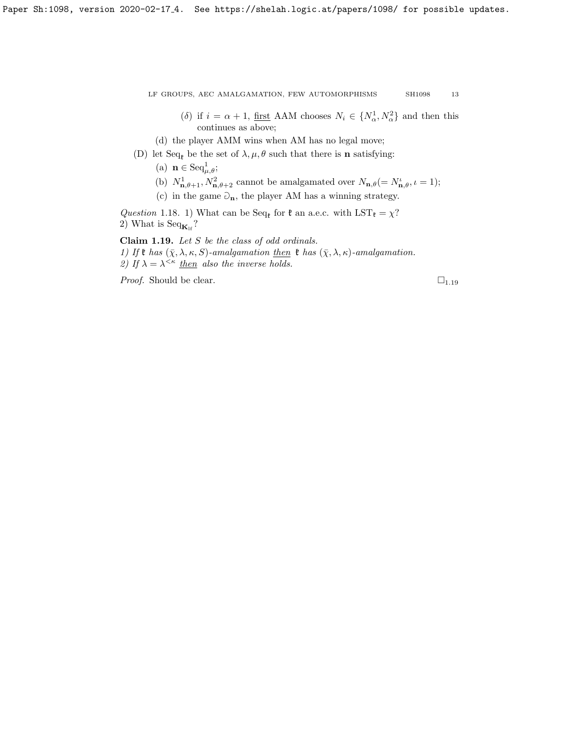($\delta$) if $i = \alpha + 1$, <u>first</u> AAM chooses $N_i \in \{N^1_\alpha, N^2_\alpha\}$ and then this continues as above;

(d) the player AMM wins when AM has no legal move;

(D) let $\mathrm{Seq}_{\mathfrak{k}}$ be the set of $\lambda, \mu, \theta$ such that there is $\mathbf{n}$ satisfying:

(a) $\mathbf{n} \in \mathrm{Seq}^1_{\mu,\theta}$;

(b) $N^1_{\mathbf{n},\theta+1}, N^2_{\mathbf{n},\theta+2}$ cannot be amalgamated over $N_{\mathbf{n},\theta} (= N^\iota_{\mathbf{n},\theta}, \iota = 1)$;

(c) in the game $\Game_{\mathbf{n}}$, the player AM has a winning strategy.

*Question* 1.18. 1) What can be $\mathrm{Seq}_{\mathfrak{k}}$ for $\mathfrak{k}$ an a.e.c. with $\mathrm{LST}_{\mathfrak{k}} = \chi$?
2) What is $\mathrm{Seq}_{\mathbf{K}_{\mathrm{lf}}}$?

**Claim 1.19.** *Let $S$ be the class of odd ordinals.*
*1) If $\mathfrak{k}$ has $(\bar{\chi}, \lambda, \kappa, S)$-amalgamation <u>then</u> $\mathfrak{k}$ has $(\bar{\chi}, \lambda, \kappa)$-amalgamation.*
*2) If $\lambda = \lambda^{<\kappa}$ <u>then</u> also the inverse holds.*

*Proof.* Should be clear. $\square_{1.19}$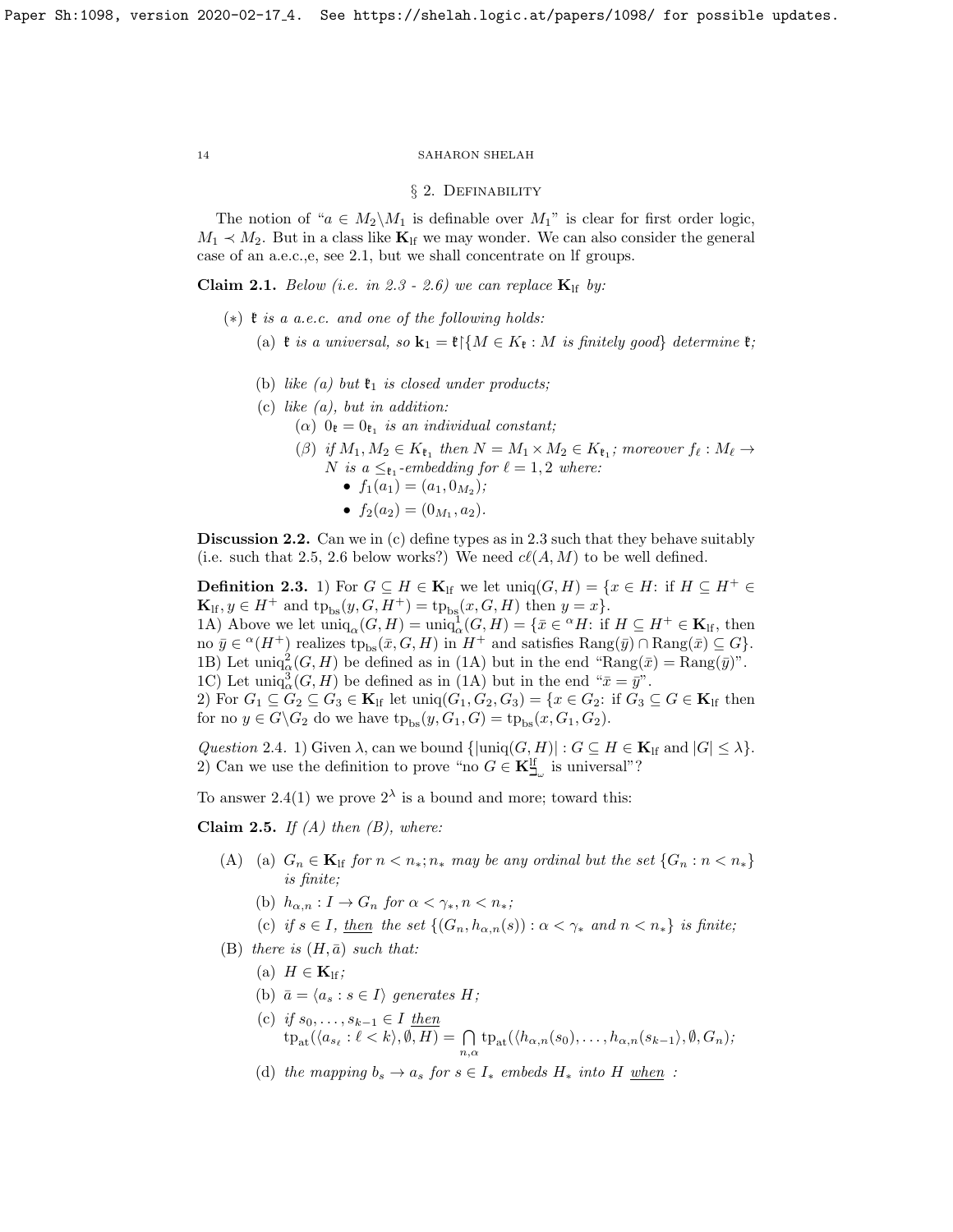## § 2. Definability

The notion of "$a \in M_2 \backslash M_1$ is definable over $M_1$" is clear for first order logic, $M_1 \prec M_2$. But in a class like $\mathbf{K}_{\rm lf}$ we may wonder. We can also consider the general case of an a.e.c.,e, see 2.1, but we shall concentrate on lf groups.

**Claim 2.1.** *Below (i.e. in 2.3 - 2.6) we can replace $\mathbf{K}_{\rm lf}$ by:*

- $(*)$ *$\mathfrak{k}$ is a a.e.c. and one of the following holds:*
  - (a) *$\mathfrak{k}$ is a universal, so $\mathbf{k}_1 = \mathfrak{k}{\restriction}\{M \in K_{\mathfrak{k}} : M$ is finitely good$\}$ determine $\mathfrak{k}$;*
  - (b) *like (a) but $\mathfrak{k}_1$ is closed under products;*
  - (c) *like (a), but in addition:*
    - $(\alpha)$ *$0_{\mathfrak{k}} = 0_{\mathfrak{k}_1}$ is an individual constant;*
    - $(\beta)$ *if $M_1, M_2 \in K_{\mathfrak{k}_1}$ then $N = M_1 \times M_2 \in K_{\mathfrak{k}_1}$; moreover $f_\ell : M_\ell \to N$ is a $\le_{\mathfrak{k}_1}$-embedding for $\ell = 1, 2$ where:*
      - *$f_1(a_1) = (a_1, 0_{M_2})$;*
      - *$f_2(a_2) = (0_{M_1}, a_2)$.*

**Discussion 2.2.** Can we in (c) define types as in 2.3 such that they behave suitably (i.e. such that 2.5, 2.6 below works?) We need $c\ell(A, M)$ to be well defined.

**Definition 2.3.** 1) For $G \subseteq H \in \mathbf{K}_{\rm lf}$ we let ${\rm uniq}(G, H) = \{x \in H$: if $H \subseteq H^+ \in \mathbf{K}_{\rm lf}, y \in H^+$ and ${\rm tp}_{\rm bs}(y, G, H^+) = {\rm tp}_{\rm bs}(x, G, H)$ then $y = x\}$.
1A) Above we let ${\rm uniq}_\alpha(G, H) = {\rm uniq}^1_\alpha(G, H) = \{\bar{x} \in {}^\alpha H$: if $H \subseteq H^+ \in \mathbf{K}_{\rm lf}$, then no $\bar{y} \in {}^\alpha(H^+)$ realizes ${\rm tp}_{\rm bs}(\bar{x}, G, H)$ in $H^+$ and satisfies ${\rm Rang}(\bar{y}) \cap {\rm Rang}(\bar{x}) \subseteq G\}$.
1B) Let ${\rm uniq}^2_\alpha(G, H)$ be defined as in (1A) but in the end "${\rm Rang}(\bar{x}) = {\rm Rang}(\bar{y})$".
1C) Let ${\rm uniq}^3_\alpha(G, H)$ be defined as in (1A) but in the end "$\bar{x} = \bar{y}$".
2) For $G_1 \subseteq G_2 \subseteq G_3 \in \mathbf{K}_{\rm lf}$ let ${\rm uniq}(G_1, G_2, G_3) = \{x \in G_2$: if $G_3 \subseteq G \in \mathbf{K}_{\rm lf}$ then for no $y \in G \backslash G_2$ do we have ${\rm tp}_{\rm bs}(y, G_1, G) = {\rm tp}_{\rm bs}(x, G_1, G_2)$.

*Question* 2.4. 1) Given $\lambda$, can we bound $\{|{\rm uniq}(G, H)| : G \subseteq H \in \mathbf{K}_{\rm lf}$ and $|G| \le \lambda\}$.
2) Can we use the definition to prove "no $G \in \mathbf{K}^{\rm lf}_{\sqsupseteq_\omega}$ is universal"?

To answer 2.4(1) we prove $2^\lambda$ is a bound and more; toward this:

**Claim 2.5.** *If (A) then (B), where:*

- (A) (a) *$G_n \in \mathbf{K}_{\rm lf}$ for $n < n_*$; $n_*$ may be any ordinal but the set $\{G_n : n < n_*\}$ is finite;*
  - (b) *$h_{\alpha,n} : I \to G_n$ for $\alpha < \gamma_*, n < n_*$;*
  - (c) *if $s \in I$, then the set $\{(G_n, h_{\alpha,n}(s)) : \alpha < \gamma_*$ and $n < n_*\}$ is finite;*
- (B) *there is $(H, \bar{a})$ such that:*
  - (a) *$H \in \mathbf{K}_{\rm lf}$;*
  - (b) *$\bar{a} = \langle a_s : s \in I\rangle$ generates $H$;*
  - (c) *if $s_0, \dots, s_{k-1} \in I$ then* $${\rm tp}_{\rm at}(\langle a_{s_\ell} : \ell < k\rangle, \emptyset, H) = \bigcap_{n,\alpha} {\rm tp}_{\rm at}(\langle h_{\alpha,n}(s_0), \dots, h_{\alpha,n}(s_{k-1})\rangle, \emptyset, G_n);$$
  - (d) *the mapping $b_s \to a_s$ for $s \in I_*$ embeds $H_*$ into $H$ when :*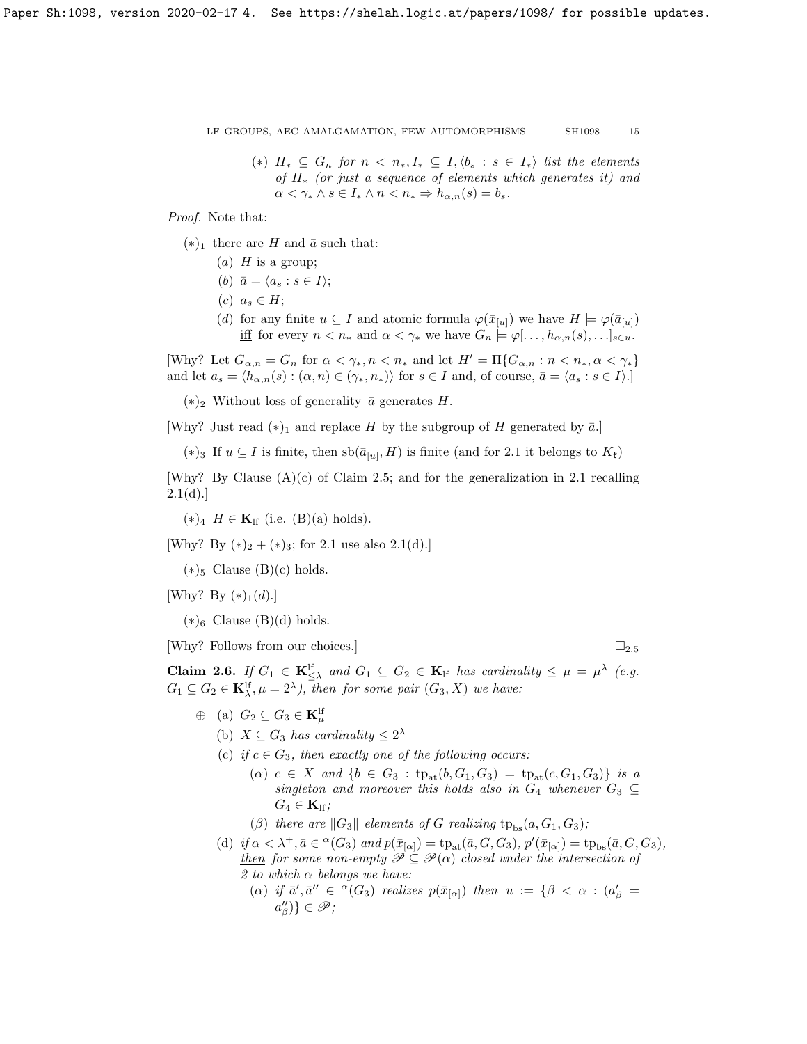$(*)$ $H_* \subseteq G_n$ *for* $n < n_*, I_* \subseteq I, \langle b_s : s \in I_* \rangle$ *list the elements of* $H_*$ *(or just a sequence of elements which generates it) and* $\alpha < \gamma_* \wedge s \in I_* \wedge n < n_* \Rightarrow h_{\alpha,n}(s) = b_s$.

*Proof.* Note that:

$(*)_1$ there are $H$ and $\bar{a}$ such that:

- (a) $H$ is a group;
- (b) $\bar{a} = \langle a_s : s \in I \rangle$;
- (c) $a_s \in H$;
- (d) for any finite $u \subseteq I$ and atomic formula $\varphi(\bar{x}_{[u]})$ we have $H \models \varphi(\bar{a}_{[u]})$ iff for every $n < n_*$ and $\alpha < \gamma_*$ we have $G_n \models \varphi[\ldots, h_{\alpha,n}(s), \ldots]_{s \in u}$.

[Why? Let $G_{\alpha,n} = G_n$ for $\alpha < \gamma_*, n < n_*$ and let $H' = \Pi\{G_{\alpha,n} : n < n_*, \alpha < \gamma_*\}$ and let $a_s = \langle h_{\alpha,n}(s) : (\alpha, n) \in (\gamma_*, n_*) \rangle$ for $s \in I$ and, of course, $\bar{a} = \langle a_s : s \in I \rangle$.]

$(*)_2$ Without loss of generality $\bar{a}$ generates $H$.

[Why? Just read $(*)_1$ and replace $H$ by the subgroup of $H$ generated by $\bar{a}$.]

$(*)_3$ If $u \subseteq I$ is finite, then $\mathrm{sb}(\bar{a}_{[u]}, H)$ is finite (and for 2.1 it belongs to $K_{\mathfrak{k}}$)

[Why? By Clause (A)(c) of Claim 2.5; and for the generalization in 2.1 recalling 2.1(d).]

$(*)_4$ $H \in \mathbf{K}_{\mathrm{lf}}$ (i.e. (B)(a) holds).

[Why? By $(*)_2 + (*)_3$; for 2.1 use also 2.1(d).]

$(*)_5$ Clause (B)(c) holds.

[Why? By $(*)_1(d)$.]

$(*)_6$ Clause (B)(d) holds.

[Why? Follows from our choices.] $\square_{2.5}$

**Claim 2.6.** *If* $G_1 \in \mathbf{K}^{\mathrm{lf}}_{\leq \lambda}$ *and* $G_1 \subseteq G_2 \in \mathbf{K}_{\mathrm{lf}}$ *has cardinality* $\leq \mu = \mu^\lambda$ *(e.g.* $G_1 \subseteq G_2 \in \mathbf{K}^{\mathrm{lf}}_\lambda, \mu = 2^\lambda$*), then for some pair* $(G_3, X)$ *we have:*

$\oplus$
- (a) $G_2 \subseteq G_3 \in \mathbf{K}^{\mathrm{lf}}_\mu$
- (b) $X \subseteq G_3$ *has cardinality* $\leq 2^\lambda$
- (c) *if* $c \in G_3$*, then exactly one of the following occurs:*
  - $(\alpha)$ $c \in X$ *and* $\{b \in G_3 : \mathrm{tp}_{\mathrm{at}}(b, G_1, G_3) = \mathrm{tp}_{\mathrm{at}}(c, G_1, G_3)\}$ *is a singleton and moreover this holds also in* $G_4$ *whenever* $G_3 \subseteq G_4 \in \mathbf{K}_{\mathrm{lf}}$*;*
  - $(\beta)$ *there are* $\|G_3\|$ *elements of* $G$ *realizing* $\mathrm{tp}_{\mathrm{bs}}(a, G_1, G_3)$*;*
- (d) *if* $\alpha < \lambda^+, \bar{a} \in {}^\alpha(G_3)$ *and* $p(\bar{x}_{[\alpha]}) = \mathrm{tp}_{\mathrm{at}}(\bar{a}, G, G_3)$*,* $p'(\bar{x}_{[\alpha]}) = \mathrm{tp}_{\mathrm{bs}}(\bar{a}, G, G_3)$*, then for some non-empty* $\mathscr{P} \subseteq \mathscr{P}(\alpha)$ *closed under the intersection of 2 to which* $\alpha$ *belongs we have:*
  - $(\alpha)$ *if* $\bar{a}', \bar{a}'' \in {}^\alpha(G_3)$ *realizes* $p(\bar{x}_{[\alpha]})$ *then* $u := \{\beta < \alpha : (a'_\beta = a''_\beta)\} \in \mathscr{P}$*;*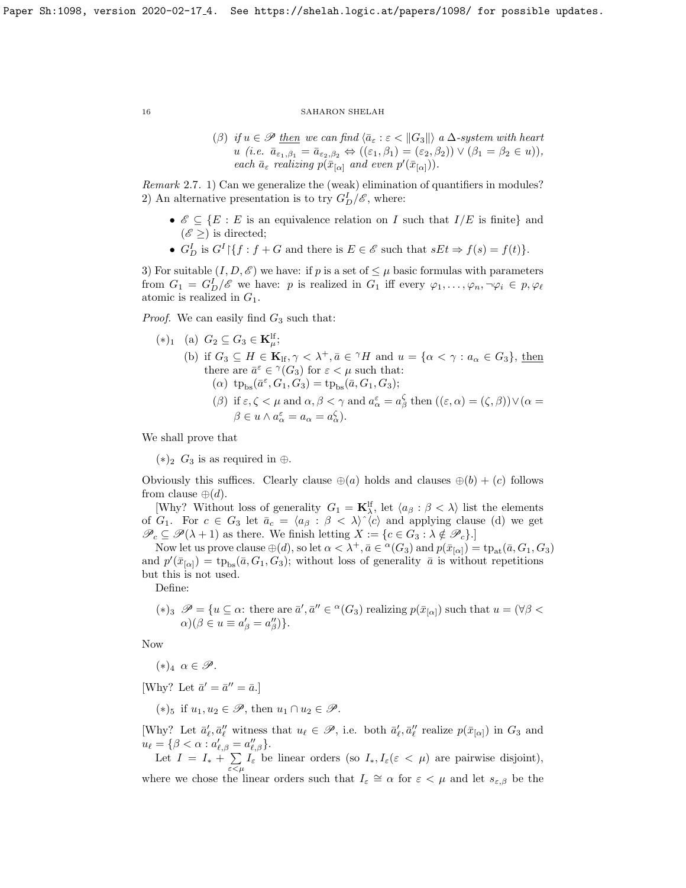($\beta$) if $u \in \mathscr{P}$ then we can find $\langle \bar{a}_\varepsilon : \varepsilon < \|G_3\| \rangle$ a $\Delta$-system with heart $u$ (i.e. $\bar{a}_{\varepsilon_1,\beta_1} = \bar{a}_{\varepsilon_2,\beta_2} \Leftrightarrow ((\varepsilon_1,\beta_1) = (\varepsilon_2,\beta_2)) \vee (\beta_1 = \beta_2 \in u)$), each $\bar{a}_\varepsilon$ realizing $p(\bar{x}_{[\alpha]}$ and even $p'(\bar{x}_{[\alpha]})$).

*Remark* 2.7. 1) Can we generalize the (weak) elimination of quantifiers in modules?
2) An alternative presentation is to try $G^I_D/\mathscr{E}$, where:

- $\mathscr{E} \subseteq \{E : E$ is an equivalence relation on $I$ such that $I/E$ is finite$\}$ and $(\mathscr{E} \geq)$ is directed;
- $G^I_D$ is $G^I{\restriction}\{f : f + G$ and there is $E \in \mathscr{E}$ such that $sEt \Rightarrow f(s) = f(t)\}$.

3) For suitable $(I, D, \mathscr{E})$ we have: if $p$ is a set of $\leq \mu$ basic formulas with parameters from $G_1 = G^I_D/\mathscr{E}$ we have: $p$ is realized in $G_1$ iff every $\varphi_1, \ldots, \varphi_n, \neg\varphi_i \in p, \varphi_\ell$ atomic is realized in $G_1$.

*Proof.* We can easily find $G_3$ such that:

$(*)_1$ (a) $G_2 \subseteq G_3 \in \mathbf{K}^{\rm lf}_\mu$;

(b) if $G_3 \subseteq H \in \mathbf{K}_{\rm lf}, \gamma < \lambda^+, \bar{a} \in {}^\gamma H$ and $u = \{\alpha < \gamma : a_\alpha \in G_3\}$, then there are $\bar{a}^\varepsilon \in {}^\gamma(G_3)$ for $\varepsilon < \mu$ such that:

($\alpha$) $\mathrm{tp}_{\rm bs}(\bar{a}^\varepsilon, G_1, G_3) = \mathrm{tp}_{\rm bs}(\bar{a}, G_1, G_3)$;

($\beta$) if $\varepsilon, \zeta < \mu$ and $\alpha, \beta < \gamma$ and $a^\varepsilon_\alpha = a^\zeta_\beta$ then $((\varepsilon,\alpha) = (\zeta,\beta)) \vee (\alpha = \beta \in u \wedge a^\varepsilon_\alpha = a_\alpha = a^\zeta_\alpha)$.

We shall prove that

$(*)_2$ $G_3$ is as required in $\oplus$.

Obviously this suffices. Clearly clause $\oplus(a)$ holds and clauses $\oplus(b) + (c)$ follows from clause $\oplus(d)$.

[Why? Without loss of generality $G_1 = \mathbf{K}^{\rm lf}_\lambda$, let $\langle a_\beta : \beta < \lambda \rangle$ list the elements of $G_1$. For $c \in G_3$ let $\bar{a}_c = \langle a_\beta : \beta < \lambda \rangle{}^\frown\langle c \rangle$ and applying clause (d) we get $\mathscr{P}_c \subseteq \mathscr{P}(\lambda + 1)$ as there. We finish letting $X := \{c \in G_3 : \lambda \notin \mathscr{P}_c\}$.]

Now let us prove clause $\oplus(d)$, so let $\alpha < \lambda^+, \bar{a} \in {}^\alpha(G_3)$ and $p(\bar{x}_{[\alpha]}) = \mathrm{tp}_{\rm at}(\bar{a}, G_1, G_3)$ and $p'(\bar{x}_{[\alpha]}) = \mathrm{tp}_{\rm bs}(\bar{a}, G_1, G_3)$; without loss of generality $\bar{a}$ is without repetitions but this is not used.

Define:

$(*)_3$ $\mathscr{P} = \{u \subseteq \alpha$: there are $\bar{a}', \bar{a}'' \in {}^\alpha(G_3)$ realizing $p(\bar{x}_{[\alpha]})$ such that $u = (\forall \beta < \alpha)(\beta \in u \equiv a'_\beta = a''_\beta)\}$.

Now

$(*)_4$ $\alpha \in \mathscr{P}$.

[Why? Let $\bar{a}' = \bar{a}'' = \bar{a}$.]

$(*)_5$ if $u_1, u_2 \in \mathscr{P}$, then $u_1 \cap u_2 \in \mathscr{P}$.

[Why? Let $\bar{a}'_\ell, \bar{a}''_\ell$ witness that $u_\ell \in \mathscr{P}$, i.e. both $\bar{a}'_\ell, \bar{a}''_\ell$ realize $p(\bar{x}_{[\alpha]})$ in $G_3$ and $u_\ell = \{\beta < \alpha : a'_{\ell,\beta} = a''_{\ell,\beta}\}$.

Let $I = I_* + \sum\limits_{\varepsilon<\mu} I_\varepsilon$ be linear orders (so $I_*, I_\varepsilon (\varepsilon < \mu)$ are pairwise disjoint), where we chose the linear orders such that $I_\varepsilon \cong \alpha$ for $\varepsilon < \mu$ and let $s_{\varepsilon,\beta}$ be the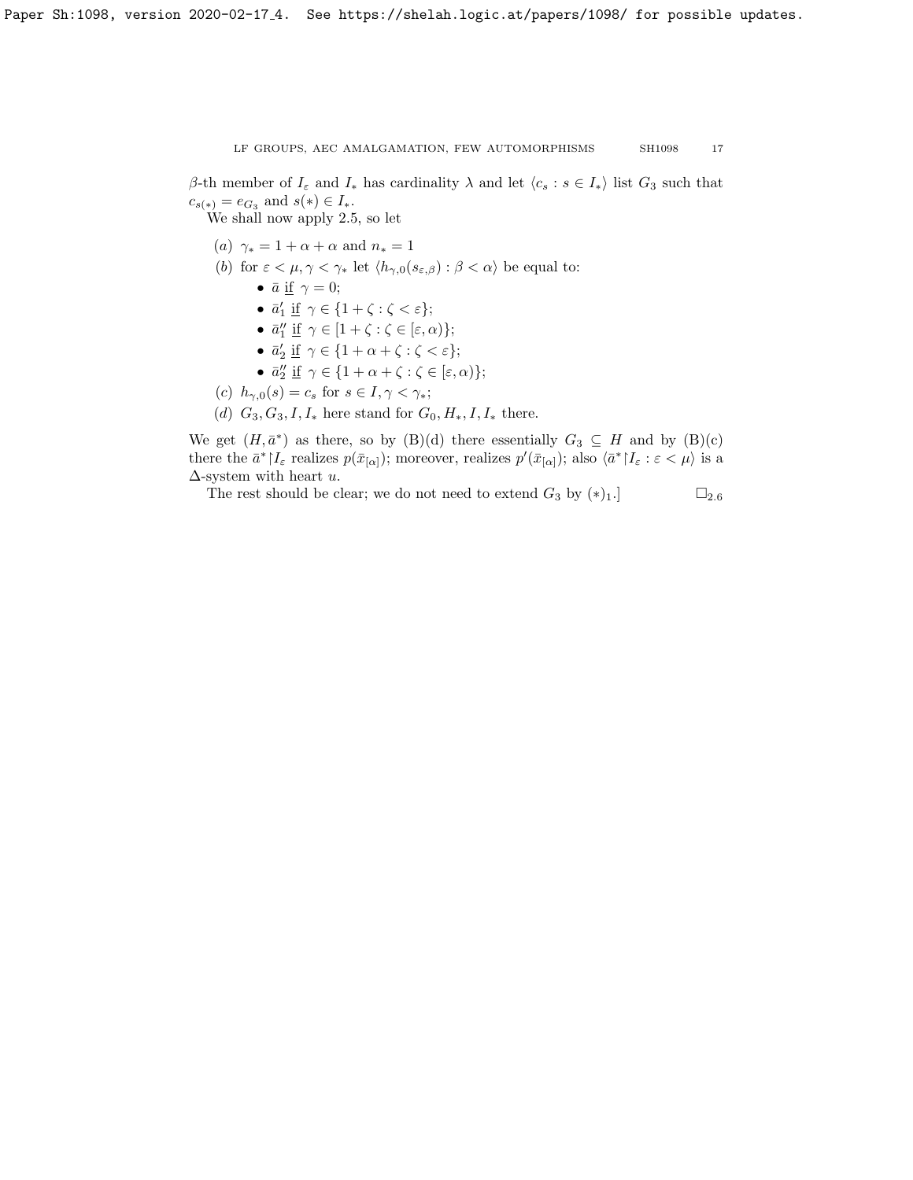$\beta$-th member of $I_\varepsilon$ and $I_*$ has cardinality $\lambda$ and let $\langle c_s : s \in I_* \rangle$ list $G_3$ such that $c_{s(*)} = e_{G_3}$ and $s(*) \in I_*$.

We shall now apply 2.5, so let

- $(a)$ $\gamma_* = 1 + \alpha + \alpha$ and $n_* = 1$
- $(b)$ for $\varepsilon < \mu, \gamma < \gamma_*$ let $\langle h_{\gamma,0}(s_{\varepsilon,\beta}) : \beta < \alpha \rangle$ be equal to:
  - $\bar{a}$ <u>if</u> $\gamma = 0$;
  - $\bar{a}'_1$ <u>if</u> $\gamma \in \{1 + \zeta : \zeta < \varepsilon\}$;
  - $\bar{a}''_1$ <u>if</u> $\gamma \in [1 + \zeta : \zeta \in [\varepsilon, \alpha)\}$;
  - $\bar{a}'_2$ <u>if</u> $\gamma \in \{1 + \alpha + \zeta : \zeta < \varepsilon\}$;
  - $\bar{a}''_2$ <u>if</u> $\gamma \in \{1 + \alpha + \zeta : \zeta \in [\varepsilon, \alpha)\}$;
- $(c)$ $h_{\gamma,0}(s) = c_s$ for $s \in I, \gamma < \gamma_*$;
- $(d)$ $G_3, G_3, I, I_*$ here stand for $G_0, H_*, I, I_*$ there.

We get $(H, \bar{a}^*)$ as there, so by (B)(d) there essentially $G_3 \subseteq H$ and by (B)(c) there the $\bar{a}^* {\restriction} I_\varepsilon$ realizes $p(\bar{x}_{[\alpha]})$; moreover, realizes $p'(\bar{x}_{[\alpha]})$; also $\langle \bar{a}^* {\restriction} I_\varepsilon : \varepsilon < \mu \rangle$ is a $\Delta$-system with heart $u$.

The rest should be clear; we do not need to extend $G_3$ by $(*)_1$.] $\square_{2.6}$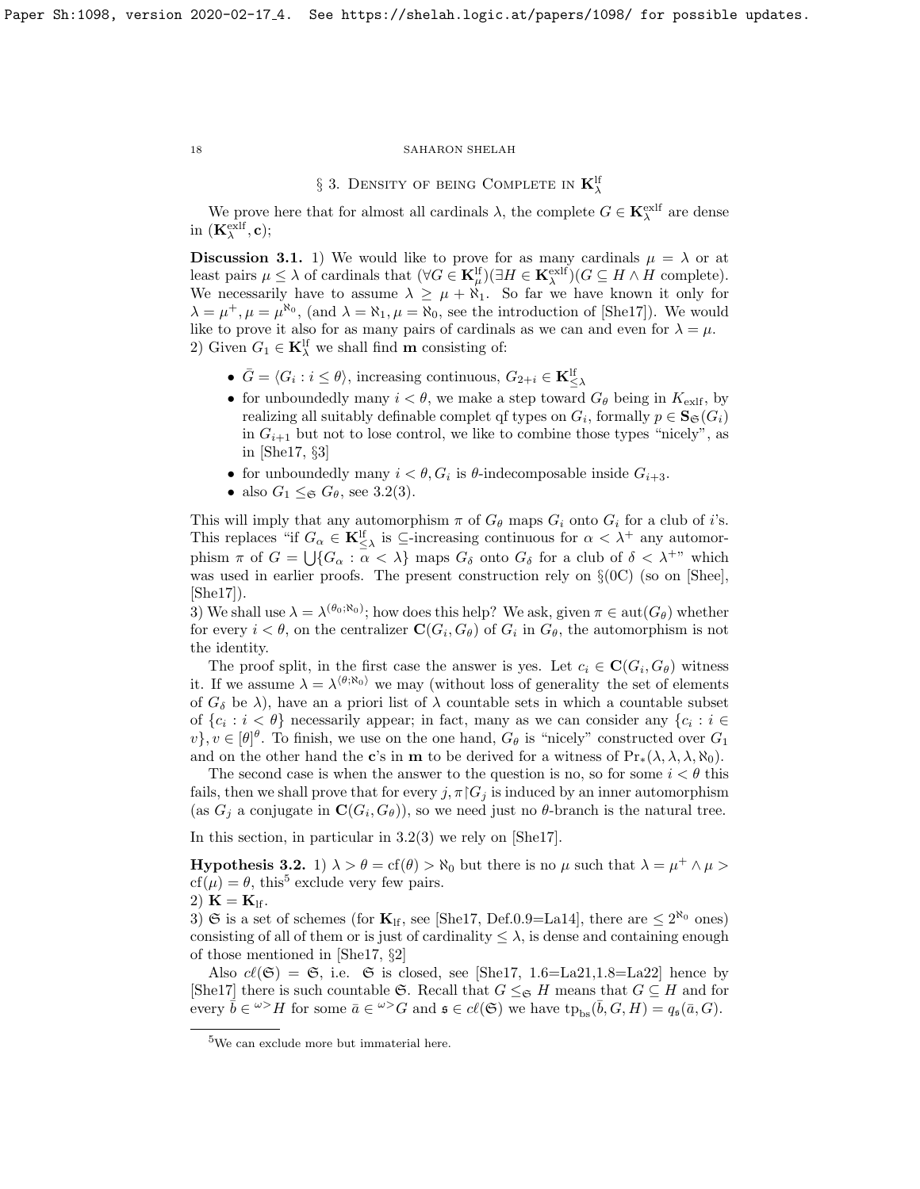## § 3. Density of being Complete in $\mathbf{K}^{\rm lf}_\lambda$

We prove here that for almost all cardinals $\lambda$, the complete $G \in \mathbf{K}^{\rm exlf}_\lambda$ are dense in $(\mathbf{K}^{\rm exlf}_\lambda, \mathbf{c})$;

**Discussion 3.1.** 1) We would like to prove for as many cardinals $\mu = \lambda$ or at least pairs $\mu \le \lambda$ of cardinals that $(\forall G \in \mathbf{K}^{\rm lf}_\mu)(\exists H \in \mathbf{K}^{\rm exlf}_\lambda)(G \subseteq H \wedge H$ complete). We necessarily have to assume $\lambda \ge \mu + \aleph_1$. So far we have known it only for $\lambda = \mu^+, \mu = \mu^{\aleph_0}$, (and $\lambda = \aleph_1, \mu = \aleph_0$, see the introduction of [She17]). We would like to prove it also for as many pairs of cardinals as we can and even for $\lambda = \mu$.
2) Given $G_1 \in \mathbf{K}^{\rm lf}_\lambda$ we shall find $\mathbf{m}$ consisting of:

- $\bar G = \langle G_i : i \le \theta\rangle$, increasing continuous, $G_{2+i} \in \mathbf{K}^{\rm lf}_{\le \lambda}$
- for unboundedly many $i < \theta$, we make a step toward $G_\theta$ being in $K_{\rm exlf}$, by realizing all suitably definable complet qf types on $G_i$, formally $p \in \mathbf{S}_{\mathfrak{S}}(G_i)$ in $G_{i+1}$ but not to lose control, we like to combine those types "nicely", as in [She17, §3]
- for unboundedly many $i < \theta, G_i$ is $\theta$-indecomposable inside $G_{i+3}$.
- also $G_1 \le_{\mathfrak{S}} G_\theta$, see 3.2(3).

This will imply that any automorphism $\pi$ of $G_\theta$ maps $G_i$ onto $G_i$ for a club of $i$'s. This replaces "if $G_\alpha \in \mathbf{K}^{\rm lf}_{\le\lambda}$ is $\subseteq$-increasing continuous for $\alpha < \lambda^+$ any automorphism $\pi$ of $G = \bigcup\{G_\alpha : \alpha < \lambda\}$ maps $G_\delta$ onto $G_\delta$ for a club of $\delta < \lambda^+$" which was used in earlier proofs. The present construction rely on §(0C) (so on [Shee], [She17]).
3) We shall use $\lambda = \lambda^{(\theta_0;\aleph_0)}$; how does this help? We ask, given $\pi \in {\rm aut}(G_\theta)$ whether for every $i < \theta$, on the centralizer $\mathbf{C}(G_i, G_\theta)$ of $G_i$ in $G_\theta$, the automorphism is not the identity.

The proof split, in the first case the answer is yes. Let $c_i \in \mathbf{C}(G_i, G_\theta)$ witness it. If we assume $\lambda = \lambda^{\langle\theta;\aleph_0\rangle}$ we may (without loss of generality the set of elements of $G_\delta$ be $\lambda$), have an a priori list of $\lambda$ countable sets in which a countable subset of $\{c_i : i < \theta\}$ necessarily appear; in fact, many as we can consider any $\{c_i : i \in v\}, v \in [\theta]^\theta$. To finish, we use on the one hand, $G_\theta$ is "nicely" constructed over $G_1$ and on the other hand the $\mathbf{c}$'s in $\mathbf{m}$ to be derived for a witness of ${\rm Pr}_*(\lambda, \lambda, \lambda, \aleph_0)$.

The second case is when the answer to the question is no, so for some $i < \theta$ this fails, then we shall prove that for every $j, \pi{\restriction}G_j$ is induced by an inner automorphism (as $G_j$ a conjugate in $\mathbf{C}(G_i, G_\theta)$), so we need just no $\theta$-branch is the natural tree.

In this section, in particular in 3.2(3) we rely on [She17].

**Hypothesis 3.2.** 1) $\lambda > \theta = {\rm cf}(\theta) > \aleph_0$ but there is no $\mu$ such that $\lambda = \mu^+ \wedge \mu > {\rm cf}(\mu) = \theta$, this[5] exclude very few pairs.
2) $\mathbf{K} = \mathbf{K}_{\rm lf}$.
3) $\mathfrak{S}$ is a set of schemes (for $\mathbf{K}_{\rm lf}$, see [She17, Def.0.9=La14], there are $\le 2^{\aleph_0}$ ones) consisting of all of them or is just of cardinality $\le \lambda$, is dense and containing enough of those mentioned in [She17, §2]

Also $c\ell(\mathfrak{S}) = \mathfrak{S}$, i.e. $\mathfrak{S}$ is closed, see [She17, 1.6=La21,1.8=La22] hence by [She17] there is such countable $\mathfrak{S}$. Recall that $G \le_{\mathfrak{S}} H$ means that $G \subseteq H$ and for every $\bar b \in {}^{\omega>}H$ for some $\bar a \in {}^{\omega>}G$ and $\mathfrak{s} \in c\ell(\mathfrak{S})$ we have ${\rm tp}_{\rm bs}(\bar b, G, H) = q_{\mathfrak{s}}(\bar a, G)$.

---

[5] We can exclude more but immaterial here.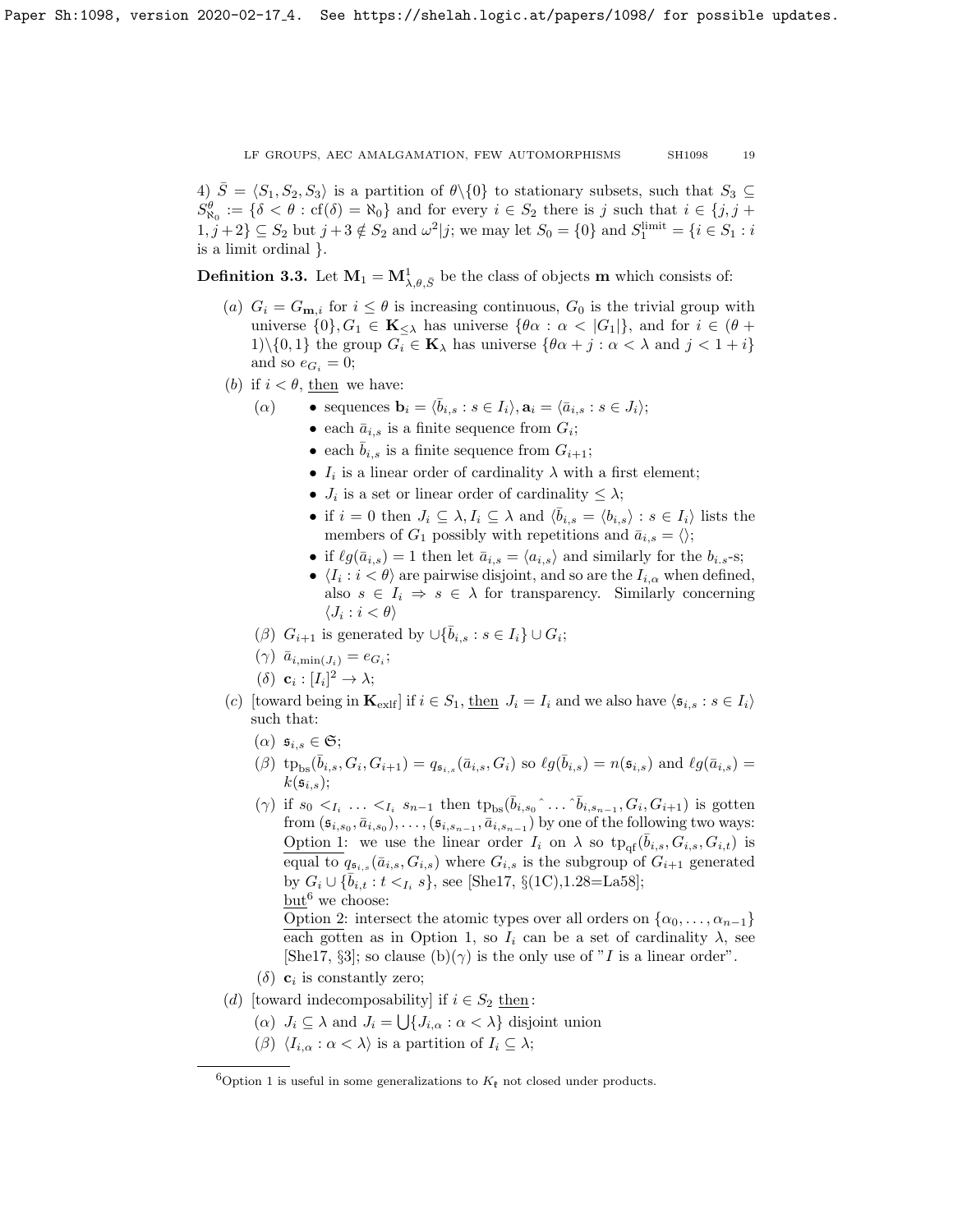4) $\bar{S} = \langle S_1, S_2, S_3 \rangle$ is a partition of $\theta \backslash \{0\}$ to stationary subsets, such that $S_3 \subseteq S^\theta_{\aleph_0} := \{\delta < \theta : \mathrm{cf}(\delta) = \aleph_0\}$ and for every $i \in S_2$ there is $j$ such that $i \in \{j, j+1, j+2\} \subseteq S_2$ but $j + 3 \notin S_2$ and $\omega^2 | j$; we may let $S_0 = \{0\}$ and $S_1^{\rm limit} = \{i \in S_1 : i$ is a limit ordinal $\}$.

**Definition 3.3.** Let $\mathbf{M}_1 = \mathbf{M}^1_{\lambda,\theta,\bar{S}}$ be the class of objects $\mathbf{m}$ which consists of:

- $(a)$ $G_i = G_{\mathbf{m},i}$ for $i \le \theta$ is increasing continuous, $G_0$ is the trivial group with universe $\{0\}, G_1 \in \mathbf{K}_{\le \lambda}$ has universe $\{\theta\alpha : \alpha < |G_1|\}$, and for $i \in (\theta + 1) \backslash \{0, 1\}$ the group $G_i \in \mathbf{K}_\lambda$ has universe $\{\theta\alpha + j : \alpha < \lambda$ and $j < 1 + i\}$ and so $e_{G_i} = 0$;
- $(b)$ if $i < \theta$, then we have:
  - $(\alpha)$
    - sequences $\mathbf{b}_i = \langle \bar{b}_{i,s} : s \in I_i \rangle, \mathbf{a}_i = \langle \bar{a}_{i,s} : s \in J_i \rangle$;
    - each $\bar{a}_{i,s}$ is a finite sequence from $G_i$;
    - each $\bar{b}_{i,s}$ is a finite sequence from $G_{i+1}$;
    - $I_i$ is a linear order of cardinality $\lambda$ with a first element;
    - $J_i$ is a set or linear order of cardinality $\le \lambda$;
    - if $i = 0$ then $J_i \subseteq \lambda, I_i \subseteq \lambda$ and $\langle \bar{b}_{i,s} = \langle b_{i,s} \rangle : s \in I_i \rangle$ lists the members of $G_1$ possibly with repetitions and $\bar{a}_{i,s} = \langle \rangle$;
    - if $\ell g(\bar{a}_{i,s}) = 1$ then let $\bar{a}_{i,s} = \langle a_{i,s} \rangle$ and similarly for the $b_{i,s}$-s;
    - $\langle I_i : i < \theta \rangle$ are pairwise disjoint, and so are the $I_{i,\alpha}$ when defined, also $s \in I_i \Rightarrow s \in \lambda$ for transparency. Similarly concerning $\langle J_i : i < \theta \rangle$
  - $(\beta)$ $G_{i+1}$ is generated by $\cup \{\bar{b}_{i,s} : s \in I_i\} \cup G_i$;
  - $(\gamma)$ $\bar{a}_{i,\min(J_i)} = e_{G_i}$;
  - $(\delta)$ $\mathbf{c}_i : [I_i]^2 \to \lambda$;
- $(c)$ [toward being in $\mathbf{K}_{\rm exlf}$] if $i \in S_1$, then $J_i = I_i$ and we also have $\langle \mathfrak{s}_{i,s} : s \in I_i \rangle$ such that:
  - $(\alpha)$ $\mathfrak{s}_{i,s} \in \mathfrak{S}$;
  - $(\beta)$ $\mathrm{tp_{bs}}(\bar{b}_{i,s}, G_i, G_{i+1}) = q_{\mathfrak{s}_{i,s}}(\bar{a}_{i,s}, G_i)$ so $\ell g(\bar{b}_{i,s}) = n(\mathfrak{s}_{i,s})$ and $\ell g(\bar{a}_{i,s}) = k(\mathfrak{s}_{i,s})$;
  - $(\gamma)$ if $s_0 <_{I_i} \ldots <_{I_i} s_{n-1}$ then $\mathrm{tp_{bs}}(\bar{b}_{i,s_0} {}^\frown \ldots {}^\frown \bar{b}_{i,s_{n-1}}, G_i, G_{i+1})$ is gotten from $(\mathfrak{s}_{i,s_0}, \bar{a}_{i,s_0}), \ldots, (\mathfrak{s}_{i,s_{n-1}}, \bar{a}_{i,s_{n-1}})$ by one of the following two ways:
    <u>Option 1</u>: we use the linear order $I_i$ on $\lambda$ so $\mathrm{tp_{qf}}(\bar{b}_{i,s}, G_{i,s}, G_{i,t})$ is equal to $q_{\mathfrak{s}_{i,s}}(\bar{a}_{i,s}, G_{i,s})$ where $G_{i,s}$ is the subgroup of $G_{i+1}$ generated by $G_i \cup \{\bar{b}_{i,t} : t <_{I_i} s\}$, see [She17, §(1C),1.28=La58];
    <u>but</u>[6] we choose:
    <u>Option 2</u>: intersect the atomic types over all orders on $\{\alpha_0, \ldots, \alpha_{n-1}\}$ each gotten as in Option 1, so $I_i$ can be a set of cardinality $\lambda$, see [She17, §3]; so clause (b)$(\gamma)$ is the only use of "$I$ is a linear order".
  - $(\delta)$ $\mathbf{c}_i$ is constantly zero;
- $(d)$ [toward indecomposability] if $i \in S_2$ then:
  - $(\alpha)$ $J_i \subseteq \lambda$ and $J_i = \bigcup \{J_{i,\alpha} : \alpha < \lambda\}$ disjoint union
  - $(\beta)$ $\langle I_{i,\alpha} : \alpha < \lambda \rangle$ is a partition of $I_i \subseteq \lambda$;

---

[6] Option 1 is useful in some generalizations to $K_\mathfrak{k}$ not closed under products.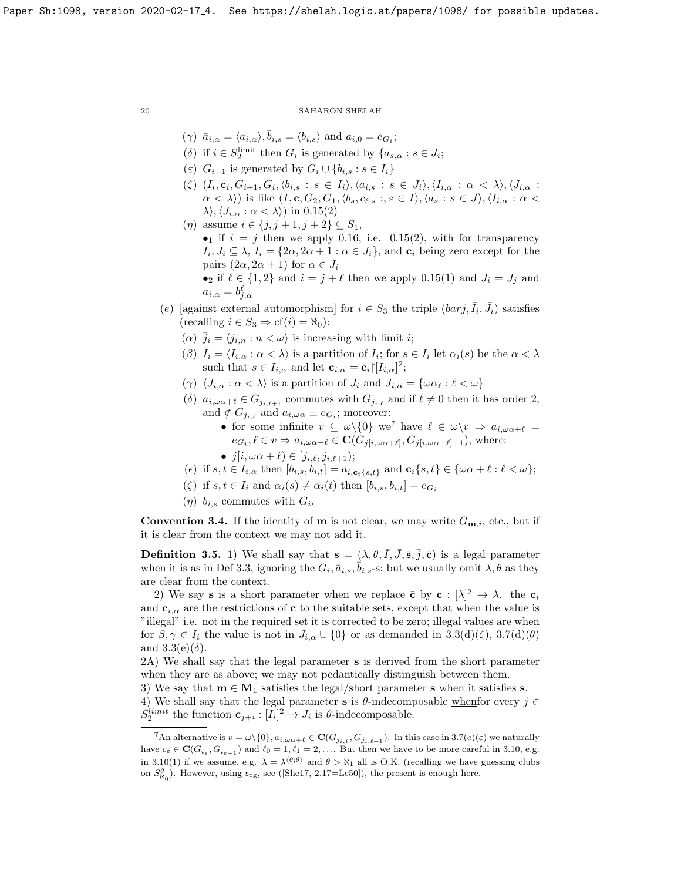($\gamma$) $\bar{a}_{i,\alpha} = \langle a_{i,\alpha} \rangle, \bar{b}_{i,s} = \langle b_{i,s} \rangle$ and $a_{i,0} = e_{G_i}$;

($\delta$) if $i \in S_2^{\rm limit}$ then $G_i$ is generated by $\{a_{s,\alpha} : s \in J_i\}$;

($\varepsilon$) $G_{i+1}$ is generated by $G_i \cup \{b_{i,s} : s \in I_i\}$

($\zeta$) $(I_i, \mathbf{c}_i, G_{i+1}, G_i, \langle b_{i,s} : s \in I_i \rangle, \langle a_{i,s} : s \in J_i \rangle, \langle I_{i,\alpha} : \alpha < \lambda \rangle, \langle J_{i,\alpha} : \alpha < \lambda \rangle)$ is like $(I, \mathbf{c}, G_2, G_1, \langle b_s, c_{\ell,s} :, s \in I \rangle, \langle a_s : s \in J \rangle, \langle I_{i,\alpha} : \alpha < \lambda \rangle, \langle J_{i.\alpha} : \alpha < \lambda \rangle)$ in 0.15(2)

($\eta$) assume $i \in \{j, j+1, j+2\} \subseteq S_1$,

$\bullet_1$ if $i = j$ then we apply 0.16, i.e. 0.15(2), with for transparency $I_i, J_i \subseteq \lambda$, $I_i = \{2\alpha, 2\alpha+1 : \alpha \in J_i\}$, and $\mathbf{c}_i$ being zero except for the pairs $(2\alpha, 2\alpha+1)$ for $\alpha \in J_i$

$\bullet_2$ if $\ell \in \{1,2\}$ and $i = j+\ell$ then we apply 0.15(1) and $J_i = J_j$ and $a_{i,\alpha} = b^\ell_{j,\alpha}$

($e$) [against external automorphism] for $i \in S_3$ the triple $(barj, \bar{I}_i, \bar{J}_i)$ satisfies (recalling $i \in S_3 \Rightarrow {\rm cf}(i) = \aleph_0$):

($\alpha$) $\bar{j}_i = \langle j_{i,n} : n < \omega \rangle$ is increasing with limit $i$;

($\beta$) $\bar{I}_i = \langle I_{i,\alpha} : \alpha < \lambda \rangle$ is a partition of $I_i$; for $s \in I_i$ let $\alpha_i(s)$ be the $\alpha < \lambda$ such that $s \in I_{i,\alpha}$ and let $\mathbf{c}_{i,\alpha} = \mathbf{c}_i {\restriction} [I_{i,\alpha}]^2$;

($\gamma$) $\langle J_{i,\alpha} : \alpha < \lambda \rangle$ is a partition of $J_i$ and $J_{i,\alpha} = \{\omega\alpha_\ell : \ell < \omega\}$

($\delta$) $a_{i,\omega\alpha+\ell} \in G_{j_{i,\ell+1}}$ commutes with $G_{j_{i,\ell}}$ and if $\ell \neq 0$ then it has order 2, and $\notin G_{j_{i,\ell}}$ and $a_{i,\omega\alpha} \equiv e_{G_i}$; moreover:

- for some infinite $v \subseteq \omega \backslash \{0\}$ we[7] have $\ell \in \omega \backslash v \Rightarrow a_{i,\omega\alpha+\ell} = e_{G_i}, \ell \in v \Rightarrow a_{i,\omega\alpha+\ell} \in \mathbf{C}(G_{j[i,\omega\alpha+\ell]}, G_{j[i,\omega\alpha+\ell]+1})$, where:
- $j[i, \omega\alpha+\ell) \in [j_{i,\ell}, j_{i,\ell+1})$;

($\epsilon$) if $s,t \in I_{i,\alpha}$ then $[b_{i,s}, b_{i,t}] = a_{i,\mathbf{c}_i\{s,t\}}$ and $\mathbf{c}_i\{s,t\} \in \{\omega\alpha+\ell : \ell < \omega\}$;

($\zeta$) if $s,t \in I_i$ and $\alpha_i(s) \neq \alpha_i(t)$ then $[b_{i,s}, b_{i,t}] = e_{G_i}$

($\eta$) $b_{i,s}$ commutes with $G_i$.

**Convention 3.4.** If the identity of $\mathbf{m}$ is not clear, we may write $G_{\mathbf{m},i}$, etc., but if it is clear from the context we may not add it.

**Definition 3.5.** 1) We shall say that $\mathbf{s} = (\lambda, \theta, \bar{I}, \bar{J}, \bar{\mathfrak{s}}, \bar{j}, \bar{\mathbf{c}})$ is a legal parameter when it is as in Def 3.3, ignoring the $G_i, \bar{a}_{i,s}, \bar{b}_{i,s}$-s; but we usually omit $\lambda, \theta$ as they are clear from the context.

2) We say $\mathbf{s}$ is a short parameter when we replace $\bar{\mathbf{c}}$ by $\mathbf{c} : [\lambda]^2 \to \lambda$. the $\mathbf{c}_i$ and $\mathbf{c}_{i,\alpha}$ are the restrictions of $\mathbf{c}$ to the suitable sets, except that when the value is "illegal" i.e. not in the required set it is corrected to be zero; illegal values are when for $\beta, \gamma \in I_i$ the value is not in $J_{i,\alpha} \cup \{0\}$ or as demanded in 3.3(d)($\zeta$), 3.7(d)($\theta$) and 3.3(e)($\delta$).

2A) We shall say that the legal parameter $\mathbf{s}$ is derived from the short parameter when they are as above; we may not pedantically distinguish between them.

3) We say that $\mathbf{m} \in \mathbf{M}_1$ satisfies the legal/short parameter $\mathbf{s}$ when it satisfies $\mathbf{s}$.

4) We shall say that the legal parameter $\mathbf{s}$ is $\theta$-indecomposable <u>when</u>for every $j \in S_2^{limit}$ the function $\mathbf{c}_{j+i} : [I_i]^2 \to J_i$ is $\theta$-indecomposable.

---

[7] An alternative is $v = \omega \backslash \{0\}, a_{i,\omega\alpha+\ell} \in \mathbf{C}(G_{j_{i,\ell}}, G_{j_{i,\ell+1}})$. In this case in 3.7($e$)($\varepsilon$) we naturally have $c_\varepsilon \in \mathbf{C}(G_{i_\varepsilon}, G_{i_{\varepsilon+1}})$ and $\ell_0 = 1, \ell_1 = 2, \ldots$. But then we have to be more careful in 3.10, e.g. in 3.10(1) if we assume, e.g. $\lambda = \lambda^{\langle \theta;\theta \rangle}$ and $\theta > \aleph_1$ all is O.K. (recalling we have guessing clubs on $S^\theta_{\aleph_0}$). However, using $\mathfrak{s}_{\rm cg}$, see ([She17, 2.17=Lc50]), the present is enough here.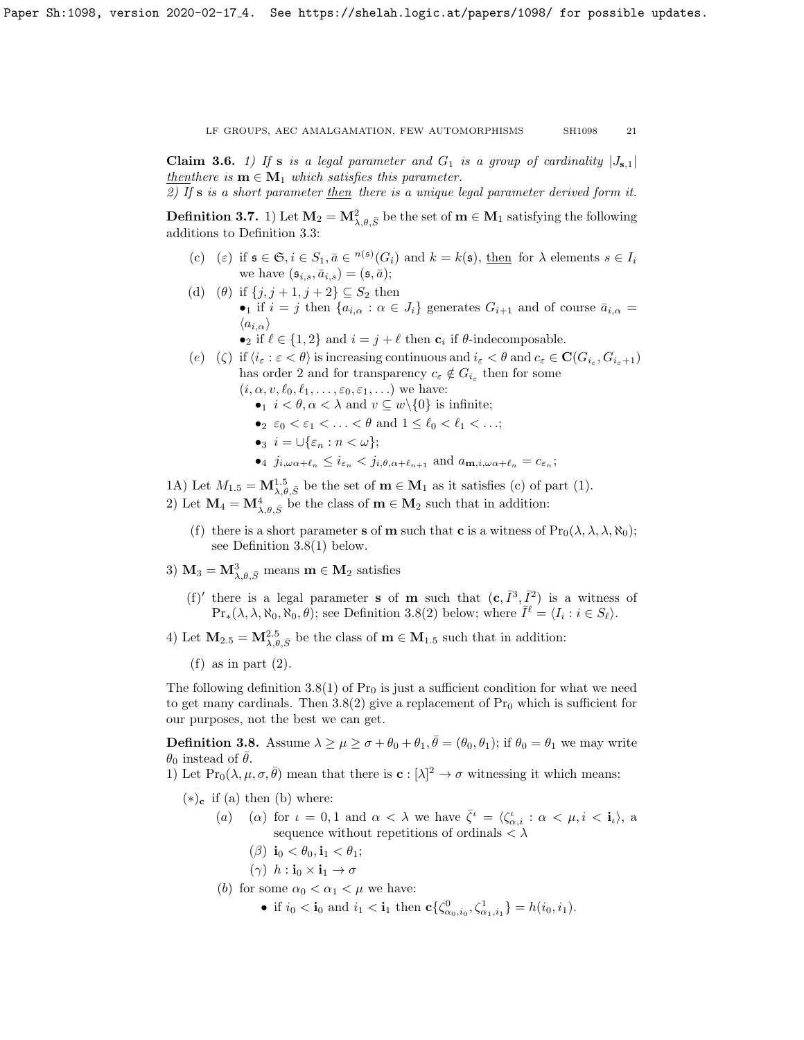**Claim 3.6.** *1) If* $\mathbf{s}$ *is a legal parameter and* $G_1$ *is a group of cardinality* $|J_{\mathbf{s},1}|$ *thenthere is* $\mathbf{m} \in \mathbf{M}_1$ *which satisfies this parameter.*
*2) If* $\mathbf{s}$ *is a short parameter then there is a unique legal parameter derived form it.*

**Definition 3.7.** 1) Let $\mathbf{M}_2 = \mathbf{M}^2_{\lambda,\theta,\bar{S}}$ be the set of $\mathbf{m} \in \mathbf{M}_1$ satisfying the following additions to Definition 3.3:

(c) $(\varepsilon)$ if $\mathfrak{s} \in \mathfrak{S}, i \in S_1, \bar{a} \in {}^{n(\mathfrak{s})}(G_i)$ and $k = k(\mathfrak{s})$, then for $\lambda$ elements $s \in I_i$ we have $(\mathfrak{s}_{i,s}, \bar{a}_{i,s}) = (\mathfrak{s}, \bar{a})$;

(d) $(\theta)$ if $\{j, j+1, j+2\} \subseteq S_2$ then
- $\bullet_1$ if $i = j$ then $\{a_{i,\alpha} : \alpha \in J_i\}$ generates $G_{i+1}$ and of course $\bar{a}_{i,\alpha} = \langle a_{i,\alpha} \rangle$
- $\bullet_2$ if $\ell \in \{1,2\}$ and $i = j + \ell$ then $\mathbf{c}_i$ if $\theta$-indecomposable.

(e) $(\zeta)$ if $\langle i_\varepsilon : \varepsilon < \theta \rangle$ is increasing continuous and $i_\varepsilon < \theta$ and $c_\varepsilon \in \mathbf{C}(G_{i_\varepsilon}, G_{i_\varepsilon + 1})$ has order 2 and for transparency $c_\varepsilon \notin G_{i_\varepsilon}$ then for some $(i, \alpha, v, \ell_0, \ell_1, \ldots, \varepsilon_0, \varepsilon_1, \ldots)$ we have:
- $\bullet_1$ $i < \theta, \alpha < \lambda$ and $v \subseteq w \backslash \{0\}$ is infinite;
- $\bullet_2$ $\varepsilon_0 < \varepsilon_1 < \ldots < \theta$ and $1 \le \ell_0 < \ell_1 < \ldots$;
- $\bullet_3$ $i = \cup\{\varepsilon_n : n < \omega\}$;
- $\bullet_4$ $j_{i,\omega\alpha+\ell_n} \le i_{\varepsilon_n} < j_{i,\theta,\alpha+\ell_{n+1}}$ and $a_{\mathbf{m},i,\omega\alpha+\ell_n} = c_{\varepsilon_n}$;

1A) Let $M_{1.5} = \mathbf{M}^{1.5}_{\lambda,\theta,\bar{S}}$ be the set of $\mathbf{m} \in \mathbf{M}_1$ as it satisfies (c) of part (1).
2) Let $\mathbf{M}_4 = \mathbf{M}^4_{\lambda,\theta,\bar{S}}$ be the class of $\mathbf{m} \in \mathbf{M}_2$ such that in addition:

(f) there is a short parameter $\mathbf{s}$ of $\mathbf{m}$ such that $\mathbf{c}$ is a witness of $\Pr_0(\lambda, \lambda, \lambda, \aleph_0)$; see Definition 3.8(1) below.

3) $\mathbf{M}_3 = \mathbf{M}^3_{\lambda,\theta,\bar{S}}$ means $\mathbf{m} \in \mathbf{M}_2$ satisfies

(f)$'$ there is a legal parameter $\mathbf{s}$ of $\mathbf{m}$ such that $(\mathbf{c}, \bar{I}^3, \bar{I}^2)$ is a witness of $\Pr_*(\lambda, \lambda, \aleph_0, \aleph_0, \theta)$; see Definition 3.8(2) below; where $\bar{I}^\ell = \langle I_i : i \in S_\ell \rangle$.

4) Let $\mathbf{M}_{2.5} = \mathbf{M}^{2.5}_{\lambda,\theta,\bar{S}}$ be the class of $\mathbf{m} \in \mathbf{M}_{1.5}$ such that in addition:

(f) as in part (2).

The following definition 3.8(1) of $\Pr_0$ is just a sufficient condition for what we need to get many cardinals. Then 3.8(2) give a replacement of $\Pr_0$ which is sufficient for our purposes, not the best we can get.

**Definition 3.8.** Assume $\lambda \ge \mu \ge \sigma + \theta_0 + \theta_1, \bar{\theta} = (\theta_0, \theta_1)$; if $\theta_0 = \theta_1$ we may write $\theta_0$ instead of $\bar{\theta}$.
1) Let $\Pr_0(\lambda, \mu, \sigma, \bar{\theta})$ mean that there is $\mathbf{c} : [\lambda]^2 \to \sigma$ witnessing it which means:

$(*)_{\mathbf{c}}$ if (a) then (b) where:

(a)
- $(\alpha)$ for $\iota = 0, 1$ and $\alpha < \lambda$ we have $\bar{\zeta}^\iota = \langle \zeta^\iota_{\alpha,i} : \alpha < \mu, i < \mathbf{i}_\iota \rangle$, a sequence without repetitions of ordinals $< \lambda$
- $(\beta)$ $\mathbf{i}_0 < \theta_0, \mathbf{i}_1 < \theta_1$;
- $(\gamma)$ $h : \mathbf{i}_0 \times \mathbf{i}_1 \to \sigma$

(b) for some $\alpha_0 < \alpha_1 < \mu$ we have:
- $\bullet$ if $i_0 < \mathbf{i}_0$ and $i_1 < \mathbf{i}_1$ then $\mathbf{c}\{\zeta^0_{\alpha_0,i_0}, \zeta^1_{\alpha_1,i_1}\} = h(i_0, i_1)$.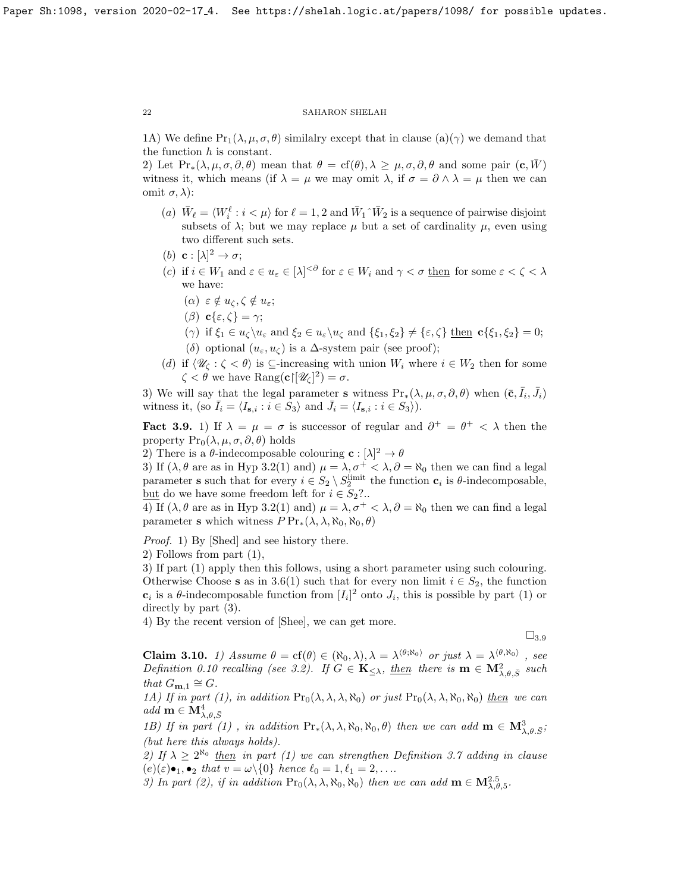1A) We define $\mathrm{Pr}_1(\lambda,\mu,\sigma,\theta)$ similalry except that in clause (a)($\gamma$) we demand that the function $h$ is constant.
2) Let $\mathrm{Pr}_*(\lambda,\mu,\sigma,\partial,\theta)$ mean that $\theta = \mathrm{cf}(\theta), \lambda \geq \mu,\sigma,\partial,\theta$ and some pair $(\mathbf{c},\bar W)$ witness it, which means (if $\lambda=\mu$ we may omit $\lambda$, if $\sigma=\partial \wedge \lambda=\mu$ then we can omit $\sigma,\lambda$):

- ($a$) $\bar W_\ell = \langle W^\ell_i : i<\mu\rangle$ for $\ell=1,2$ and $\bar W_1{}^\frown \bar W_2$ is a sequence of pairwise disjoint subsets of $\lambda$; but we may replace $\mu$ but a set of cardinality $\mu$, even using two different such sets.
- ($b$) $\mathbf{c} : [\lambda]^2 \to \sigma$;
- ($c$) if $i \in W_1$ and $\varepsilon \in u_\varepsilon \in [\lambda]^{<\partial}$ for $\varepsilon \in W_i$ and $\gamma<\sigma$ then for some $\varepsilon<\zeta<\lambda$ we have:
  - ($\alpha$) $\varepsilon \notin u_\zeta, \zeta \notin u_\varepsilon$;
  - ($\beta$) $\mathbf{c}\{\varepsilon,\zeta\}=\gamma$;
  - ($\gamma$) if $\xi_1 \in u_\zeta\backslash u_\varepsilon$ and $\xi_2 \in u_\varepsilon \backslash u_\zeta$ and $\{\xi_1,\xi_2\} \neq \{\varepsilon,\zeta\}$ then $\mathbf{c}\{\xi_1,\xi_2\}=0$;
  - ($\delta$) optional $(u_\varepsilon,u_\zeta)$ is a $\Delta$-system pair (see proof);
- ($d$) if $\langle \mathscr{U}_\zeta : \zeta<\theta\rangle$ is $\subseteq$-increasing with union $W_i$ where $i\in W_2$ then for some $\zeta<\theta$ we have $\mathrm{Rang}(\mathbf{c}{\restriction}[\mathscr{U}_\zeta]^2)=\sigma$.

3) We will say that the legal parameter $\mathbf{s}$ witness $\mathrm{Pr}_*(\lambda,\mu,\sigma,\partial,\theta)$ when $(\bar{\mathbf{c}},\bar I_i,\bar J_i)$ witness it, (so $\bar I_i = \langle I_{\mathbf{s},i} : i\in S_3\rangle$ and $\bar J_i = \langle I_{\mathbf{s},i} : i \in S_3\rangle$).

**Fact 3.9.** 1) If $\lambda=\mu=\sigma$ is successor of regular and $\partial^+=\theta^+<\lambda$ then the property $\mathrm{Pr}_0(\lambda,\mu,\sigma,\partial,\theta)$ holds
2) There is a $\theta$-indecomposable colouring $\mathbf{c}:[\lambda]^2\to\theta$
3) If ($\lambda,\theta$ are as in Hyp 3.2(1) and) $\mu=\lambda,\sigma^+<\lambda,\partial=\aleph_0$ then we can find a legal parameter $\mathbf{s}$ such that for every $i\in S_2\setminus S_2^{\mathrm{limit}}$ the function $\mathbf{c}_i$ is $\theta$-indecomposable, but do we have some freedom left for $i\in S_2$?..
4) If ($\lambda,\theta$ are as in Hyp 3.2(1) and) $\mu=\lambda,\sigma^+<\lambda,\partial=\aleph_0$ then we can find a legal parameter $\mathbf{s}$ which witness $P\,\mathrm{Pr}_*(\lambda,\lambda,\aleph_0,\aleph_0,\theta)$

*Proof.* 1) By [Shed] and see history there.
2) Follows from part (1),
3) If part (1) apply then this follows, using a short parameter using such colouring. Otherwise Choose $\mathbf{s}$ as in 3.6(1) such that for every non limit $i\in S_2$, the function $\mathbf{c}_i$ is a $\theta$-indecomposable function from $[I_i]^2$ onto $J_i$, this is possible by part (1) or directly by part (3).
4) By the recent version of [Shee], we can get more.

$\square_{3.9}$

**Claim 3.10.** *1) Assume $\theta=\mathrm{cf}(\theta)\in(\aleph_0,\lambda), \lambda=\lambda^{\langle\theta;\aleph_0\rangle}$ or just $\lambda=\lambda^{\langle\theta,\aleph_0\rangle}$ , see Definition 0.10 recalling (see 3.2). If $G\in \mathbf{K}_{\leq\lambda}$, then there is $\mathbf{m}\in\mathbf{M}^2_{\lambda,\theta,\bar S}$ such that $G_{\mathbf{m},1}\cong G$.*
*1A) If in part (1), in addition $\mathrm{Pr}_0(\lambda,\lambda,\lambda,\aleph_0)$ or just $\mathrm{Pr}_0(\lambda,\lambda,\aleph_0,\aleph_0)$ then we can add $\mathbf{m}\in\mathbf{M}^4_{\lambda,\theta,\bar S}$*
*1B) If in part (1) , in addition $\mathrm{Pr}_*(\lambda,\lambda,\aleph_0,\aleph_0,\theta)$ then we can add $\mathbf{m}\in\mathbf{M}^3_{\lambda,\theta,\bar S}$; (but here this always holds).*
*2) If $\lambda\geq 2^{\aleph_0}$ then in part (1) we can strengthen Definition 3.7 adding in clause (e)($\varepsilon$)$\bullet_1,\bullet_2$ that $v=\omega\backslash\{0\}$ hence $\ell_0=1,\ell_1=2,\ldots$.*
*3) In part (2), if in addition $\mathrm{Pr}_0(\lambda,\lambda,\aleph_0,\aleph_0)$ then we can add $\mathbf{m}\in\mathbf{M}^{2.5}_{\lambda,\theta,5}$.*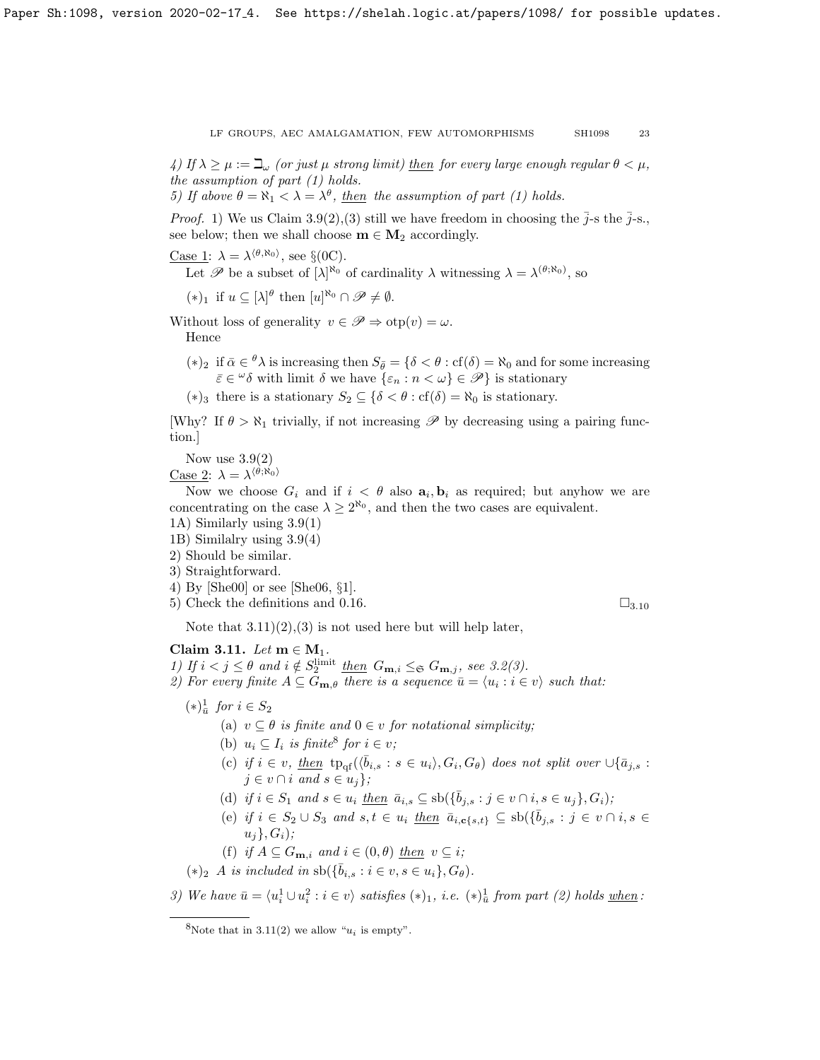4) If $\lambda \geq \mu := \beth_\omega$ (or just $\mu$ strong limit) then for every large enough regular $\theta < \mu$, the assumption of part (1) holds.
5) If above $\theta = \aleph_1 < \lambda = \lambda^\theta$, then the assumption of part (1) holds.

*Proof.* 1) We us Claim 3.9(2),(3) still we have freedom in choosing the $\bar{j}$-s the $\bar{j}$-s., see below; then we shall choose $\mathbf{m} \in \mathbf{M}_2$ accordingly.

Case 1: $\lambda = \lambda^{\langle \theta, \aleph_0 \rangle}$, see §(0C).

Let $\mathscr{P}$ be a subset of $[\lambda]^{\aleph_0}$ of cardinality $\lambda$ witnessing $\lambda = \lambda^{(\theta;\aleph_0)}$, so

- $(*)_1$ if $u \subseteq [\lambda]^\theta$ then $[u]^{\aleph_0} \cap \mathscr{P} \neq \emptyset$.

Without loss of generality $v \in \mathscr{P} \Rightarrow \mathrm{otp}(v) = \omega$.

Hence

- $(*)_2$ if $\bar{\alpha} \in {}^\theta\lambda$ is increasing then $S_{\bar{\theta}} = \{\delta < \theta : \mathrm{cf}(\delta) = \aleph_0$ and for some increasing $\bar{\varepsilon} \in {}^\omega\delta$ with limit $\delta$ we have $\{\varepsilon_n : n < \omega\} \in \mathscr{P}\}$ is stationary
- $(*)_3$ there is a stationary $S_2 \subseteq \{\delta < \theta : \mathrm{cf}(\delta) = \aleph_0$ is stationary.

[Why? If $\theta > \aleph_1$ trivially, if not increasing $\mathscr{P}$ by decreasing using a pairing function.]

Now use 3.9(2)

Case 2: $\lambda = \lambda^{\langle \theta; \aleph_0 \rangle}$

Now we choose $G_i$ and if $i < \theta$ also $\mathbf{a}_i, \mathbf{b}_i$ as required; but anyhow we are concentrating on the case $\lambda \geq 2^{\aleph_0}$, and then the two cases are equivalent.

1A) Similarly using 3.9(1)
1B) Similalry using 3.9(4)
2) Should be similar.
3) Straightforward.
4) By [She00] or see [She06, §1].
5) Check the definitions and 0.16. $\square_{3.10}$

Note that 3.11)(2),(3) is not used here but will help later,

**Claim 3.11.** *Let $\mathbf{m} \in \mathbf{M}_1$.*
*1) If $i < j \leq \theta$ and $i \notin S_2^{\mathrm{limit}}$ then $G_{\mathbf{m},i} \leq_{\mathfrak{S}} G_{\mathbf{m},j}$, see 3.2(3).*
*2) For every finite $A \subseteq G_{\mathbf{m},\theta}$ there is a sequence $\bar{u} = \langle u_i : i \in v \rangle$ such that:*

- $(*)^1_{\bar{u}}$ *for $i \in S_2$*
  - (a) *$v \subseteq \theta$ is finite and $0 \in v$ for notational simplicity;*
  - (b) *$u_i \subseteq I_i$ is finite[8] for $i \in v$;*
  - (c) *if $i \in v$, then $\mathrm{tp}_{\mathrm{qf}}(\langle \bar{b}_{i,s} : s \in u_i \rangle, G_i, G_\theta)$ does not split over $\cup\{\bar{a}_{j,s} : j \in v \cap i$ and $s \in u_j\}$;*
  - (d) *if $i \in S_1$ and $s \in u_i$ then $\bar{a}_{i,s} \subseteq \mathrm{sb}(\{\bar{b}_{j,s} : j \in v \cap i, s \in u_j\}, G_i)$;*
  - (e) *if $i \in S_2 \cup S_3$ and $s, t \in u_i$ then $\bar{a}_{i,\mathbf{c}\{s,t\}} \subseteq \mathrm{sb}(\{\bar{b}_{j,s} : j \in v \cap i, s \in u_j\}, G_i)$;*
  - (f) *if $A \subseteq G_{\mathbf{m},i}$ and $i \in (0,\theta)$ then $v \subseteq i$;*
- $(*)_2$ *$A$ is included in $\mathrm{sb}(\{\bar{b}_{i,s} : i \in v, s \in u_i\}, G_\theta)$.*

*3) We have $\bar{u} = \langle u^1_i \cup u^2_i : i \in v \rangle$ satisfies $(*)_1$, i.e. $(*)^1_{\bar{u}}$ from part (2) holds when:*

[8] Note that in 3.11(2) we allow "$u_i$ is empty".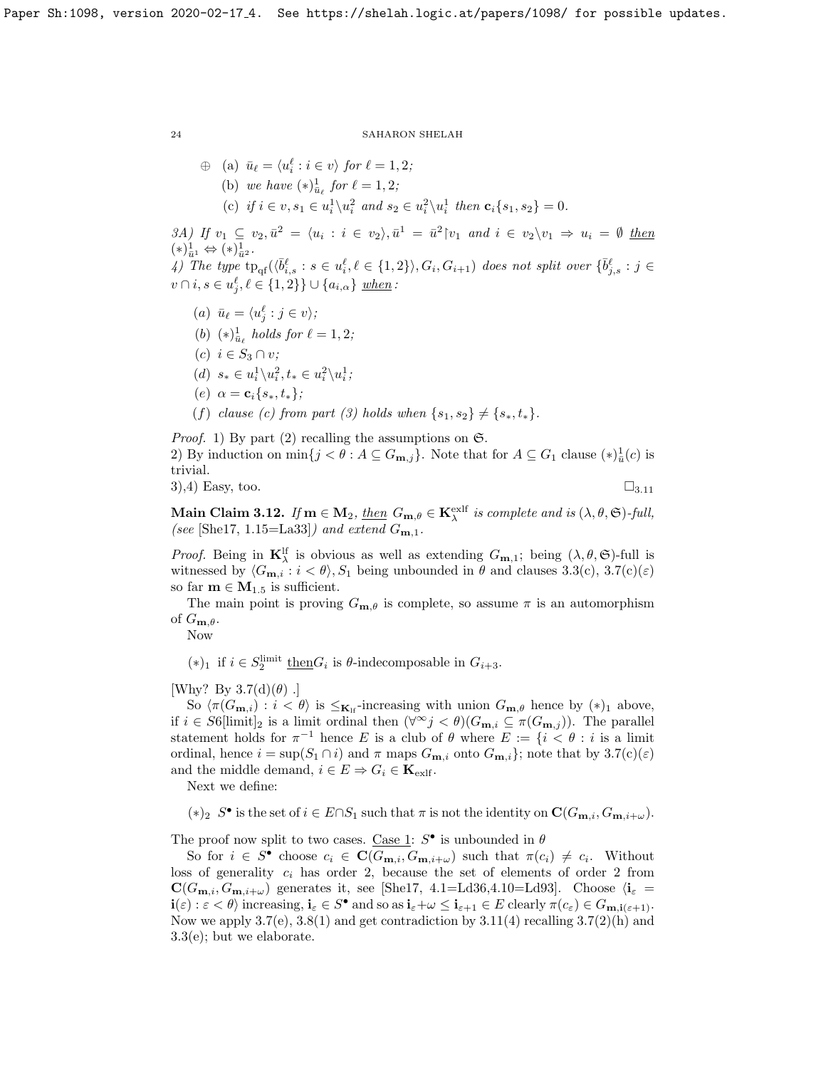$\oplus$ (a) $\bar{u}_\ell = \langle u^\ell_i : i \in v\rangle$ *for* $\ell = 1, 2$;

(b) *we have* $(*)^1_{\bar{u}_\ell}$ *for* $\ell = 1, 2$;

(c) *if* $i \in v, s_1 \in u^1_i \backslash u^2_i$ *and* $s_2 \in u^2_i \backslash u^1_i$ *then* $\mathbf{c}_i\{s_1, s_2\} = 0$.

*3A) If* $v_1 \subseteq v_2, \bar{u}^2 = \langle u_i : i \in v_2\rangle, \bar{u}^1 = \bar{u}^2 \restriction v_1$ *and* $i \in v_2 \backslash v_1 \Rightarrow u_i = \emptyset$ *then* $(*)^1_{\bar{u}^1} \Leftrightarrow (*)^1_{\bar{u}^2}$.

*4) The type* $\text{tp}_{\text{qf}}(\langle \bar{b}^\ell_{i,s} : s \in u^\ell_i, \ell \in \{1,2\}\rangle, G_i, G_{i+1})$ *does not split over* $\{\bar{b}^\ell_{j,s} : j \in v \cap i, s \in u^\ell_j, \ell \in \{1,2\}\} \cup \{a_{i,\alpha}\}$ *when*:

(a) $\bar{u}_\ell = \langle u^\ell_j : j \in v\rangle$;

(b) $(*)^1_{\bar{u}_\ell}$ *holds for* $\ell = 1, 2$;

(c) $i \in S_3 \cap v$;

(d) $s_* \in u^1_i \backslash u^2_i, t_* \in u^2_i \backslash u^1_i$;

(e) $\alpha = \mathbf{c}_i\{s_*, t_*\}$;

(f) *clause (c) from part (3) holds when* $\{s_1, s_2\} \neq \{s_*, t_*\}$.

*Proof.* 1) By part (2) recalling the assumptions on $\mathfrak{S}$.
2) By induction on $\min\{j < \theta : A \subseteq G_{\mathbf{m},j}\}$. Note that for $A \subseteq G_1$ clause $(*)^1_{\bar{u}}(c)$ is trivial.
3),4) Easy, too. $\square_{3.11}$

**Main Claim 3.12.** *If* $\mathbf{m} \in \mathbf{M}_2$, *then* $G_{\mathbf{m},\theta} \in \mathbf{K}^{\text{exlf}}_\lambda$ *is complete and is* $(\lambda, \theta, \mathfrak{S})$*-full, (see* [She17, 1.15=La33]*) and extend* $G_{\mathbf{m},1}$.

*Proof.* Being in $\mathbf{K}^{\text{lf}}_\lambda$ is obvious as well as extending $G_{\mathbf{m},1}$; being $(\lambda, \theta, \mathfrak{S})$-full is witnessed by $\langle G_{\mathbf{m},i} : i < \theta\rangle, S_1$ being unbounded in $\theta$ and clauses 3.3(c), 3.7(c)($\varepsilon$) so far $\mathbf{m} \in \mathbf{M}_{1.5}$ is sufficient.

The main point is proving $G_{\mathbf{m},\theta}$ is complete, so assume $\pi$ is an automorphism of $G_{\mathbf{m},\theta}$.

Now

$(*)_1$ if $i \in S^{\text{limit}}_2$ then $G_i$ is $\theta$-indecomposable in $G_{i+3}$.

[Why? By 3.7(d)($\theta$) .]

So $\langle \pi(G_{\mathbf{m},i}) : i < \theta\rangle$ is $\leq_{\mathbf{K}_{\text{lf}}}$-increasing with union $G_{\mathbf{m},\theta}$ hence by $(*)_1$ above, if $i \in S6[\text{limit}]_2$ is a limit ordinal then $(\forall^\infty j < \theta)(G_{\mathbf{m},i} \subseteq \pi(G_{\mathbf{m},j}))$. The parallel statement holds for $\pi^{-1}$ hence $E$ is a club of $\theta$ where $E := \{i < \theta : i$ is a limit ordinal, hence $i = \sup(S_1 \cap i)$ and $\pi$ maps $G_{\mathbf{m},i}$ onto $G_{\mathbf{m},i}\}$; note that by 3.7(c)($\varepsilon$) and the middle demand, $i \in E \Rightarrow G_i \in \mathbf{K}_{\text{exlf}}$.

Next we define:

$(*)_2$ $S^\bullet$ is the set of $i \in E \cap S_1$ such that $\pi$ is not the identity on $\mathbf{C}(G_{\mathbf{m},i}, G_{\mathbf{m},i+\omega})$.

The proof now split to two cases. Case 1: $S^\bullet$ is unbounded in $\theta$

So for $i \in S^\bullet$ choose $c_i \in \mathbf{C}(G_{\mathbf{m},i}, G_{\mathbf{m},i+\omega})$ such that $\pi(c_i) \neq c_i$. Without loss of generality $c_i$ has order 2, because the set of elements of order 2 from $\mathbf{C}(G_{\mathbf{m},i}, G_{\mathbf{m},i+\omega})$ generates it, see [She17, 4.1=Ld36,4.10=Ld93]. Choose $\langle \mathbf{i}_\varepsilon = \mathbf{i}(\varepsilon) : \varepsilon < \theta\rangle$ increasing, $\mathbf{i}_\varepsilon \in S^\bullet$ and so as $\mathbf{i}_\varepsilon + \omega \leq \mathbf{i}_{\varepsilon+1} \in E$ clearly $\pi(c_\varepsilon) \in G_{\mathbf{m},\mathbf{i}(\varepsilon+1)}$. Now we apply 3.7(e), 3.8(1) and get contradiction by 3.11(4) recalling 3.7(2)(h) and 3.3(e); but we elaborate.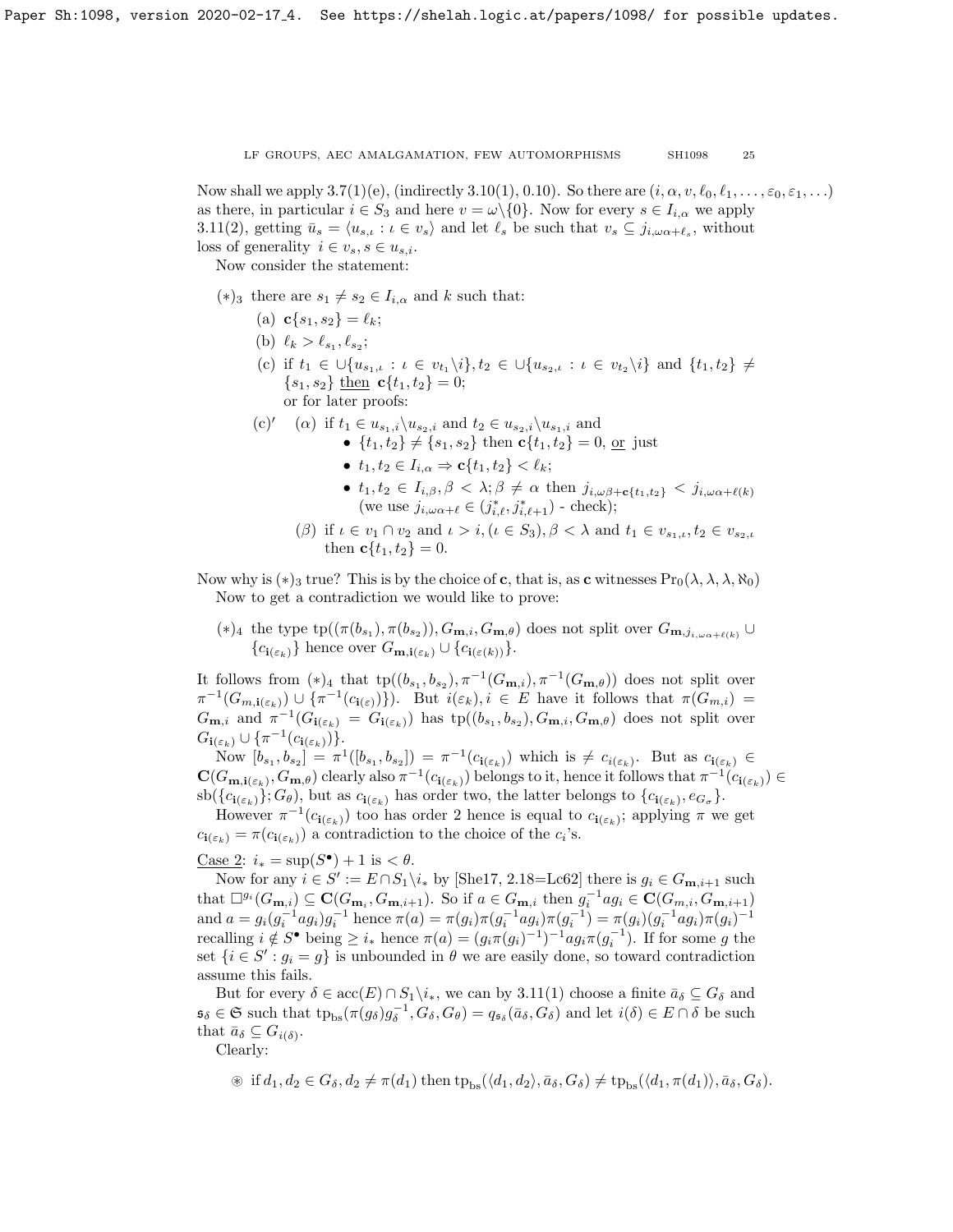Now shall we apply 3.7(1)(e), (indirectly 3.10(1), 0.10). So there are $(i, \alpha, v, \ell_0, \ell_1, \ldots, \varepsilon_0, \varepsilon_1, \ldots)$ as there, in particular $i \in S_3$ and here $v = \omega \backslash \{0\}$. Now for every $s \in I_{i,\alpha}$ we apply 3.11(2), getting $\bar{u}_s = \langle u_{s,\iota} : \iota \in v_s \rangle$ and let $\ell_s$ be such that $v_s \subseteq j_{i,\omega\alpha+\ell_s}$, without loss of generality $i \in v_s, s \in u_{s,i}$.

Now consider the statement:

$(*)_3$ there are $s_1 \neq s_2 \in I_{i,\alpha}$ and $k$ such that:

- (a) $\mathbf{c}\{s_1, s_2\} = \ell_k$;
- (b) $\ell_k > \ell_{s_1}, \ell_{s_2}$;
- (c) if $t_1 \in \cup\{u_{s_1,\iota} : \iota \in v_{t_1} \backslash i\}, t_2 \in \cup\{u_{s_2,\iota} : \iota \in v_{t_2} \backslash i\}$ and $\{t_1, t_2\} \neq \{s_1, s_2\}$ then $\mathbf{c}\{t_1, t_2\} = 0$;
  or for later proofs:
- (c)′ ($\alpha$) if $t_1 \in u_{s_1,i} \backslash u_{s_2,i}$ and $t_2 \in u_{s_2,i} \backslash u_{s_1,i}$ and
  - $\{t_1, t_2\} \neq \{s_1, s_2\}$ then $\mathbf{c}\{t_1, t_2\} = 0$, or just
  - $t_1, t_2 \in I_{i,\alpha} \Rightarrow \mathbf{c}\{t_1, t_2\} < \ell_k$;
  - $t_1, t_2 \in I_{i,\beta}, \beta < \lambda; \beta \neq \alpha$ then $j_{i,\omega\beta+\mathbf{c}\{t_1,t_2\}} < j_{i,\omega\alpha+\ell(k)}$ (we use $j_{i,\omega\alpha+\ell} \in (j^*_{i,\ell}, j^*_{i,\ell+1})$ - check);

  ($\beta$) if $\iota \in v_1 \cap v_2$ and $\iota > i, (\iota \in S_3), \beta < \lambda$ and $t_1 \in v_{s_1,\iota}, t_2 \in v_{s_2,\iota}$ then $\mathbf{c}\{t_1, t_2\} = 0$.

Now why is $(*)_3$ true? This is by the choice of $\mathbf{c}$, that is, as $\mathbf{c}$ witnesses $\mathrm{Pr}_0(\lambda, \lambda, \lambda, \aleph_0)$

Now to get a contradiction we would like to prove:

$(*)_4$ the type $\mathrm{tp}((\pi(b_{s_1}), \pi(b_{s_2})), G_{\mathbf{m},i}, G_{\mathbf{m},\theta})$ does not split over $G_{\mathbf{m},j_{i,\omega\alpha+\ell(k)}} \cup \{c_{\mathbf{i}(\varepsilon_k)}\}$ hence over $G_{\mathbf{m},\mathbf{i}(\varepsilon_k)} \cup \{c_{\mathbf{i}(\varepsilon(k))}\}$.

It follows from $(*)_4$ that $\mathrm{tp}((b_{s_1}, b_{s_2}), \pi^{-1}(G_{\mathbf{m},i}), \pi^{-1}(G_{\mathbf{m},\theta}))$ does not split over $\pi^{-1}(G_{m,\mathbf{i}(\varepsilon_k)}) \cup \{\pi^{-1}(c_{\mathbf{i}(\varepsilon)})\})$. But $i(\varepsilon_k), i \in E$ have it follows that $\pi(G_{m,i}) = G_{\mathbf{m},i}$ and $\pi^{-1}(G_{\mathbf{i}(\varepsilon_k)} = G_{\mathbf{i}(\varepsilon_k)})$ has $\mathrm{tp}((b_{s_1}, b_{s_2}), G_{\mathbf{m},i}, G_{\mathbf{m},\theta})$ does not split over $G_{\mathbf{i}(\varepsilon_k)} \cup \{\pi^{-1}(c_{\mathbf{i}(\varepsilon_k)})\}$.

Now $[b_{s_1}, b_{s_2}] = \pi^1([b_{s_1}, b_{s_2}]) = \pi^{-1}(c_{\mathbf{i}(\varepsilon_k)})$ which is $\neq c_{i(\varepsilon_k)}$. But as $c_{\mathbf{i}(\varepsilon_k)} \in \mathbf{C}(G_{\mathbf{m},\mathbf{i}(\varepsilon_k)}, G_{\mathbf{m},\theta})$ clearly also $\pi^{-1}(c_{\mathbf{i}(\varepsilon_k)})$ belongs to it, hence it follows that $\pi^{-1}(c_{\mathbf{i}(\varepsilon_k)}) \in \mathrm{sb}(\{c_{\mathbf{i}(\varepsilon_k)}\}; G_\theta)$, but as $c_{\mathbf{i}(\varepsilon_k)}$ has order two, the latter belongs to $\{c_{\mathbf{i}(\varepsilon_k)}, e_{G_\sigma}\}$.

However $\pi^{-1}(c_{\mathbf{i}(\varepsilon_k)})$ too has order 2 hence is equal to $c_{\mathbf{i}(\varepsilon_k)}$; applying $\pi$ we get $c_{\mathbf{i}(\varepsilon_k)} = \pi(c_{\mathbf{i}(\varepsilon_k)})$ a contradiction to the choice of the $c_i$'s.

Case 2: $i_* = \sup(S^\bullet) + 1$ is $< \theta$.

Now for any $i \in S' := E \cap S_1 \backslash i_*$ by [She17, 2.18=Lc62] there is $g_i \in G_{\mathbf{m},i+1}$ such that $\square^{g_i}(G_{\mathbf{m},i}) \subseteq \mathbf{C}(G_{\mathbf{m}_i}, G_{\mathbf{m},i+1})$. So if $a \in G_{\mathbf{m},i}$ then $g_i^{-1} a g_i \in \mathbf{C}(G_{m,i}, G_{\mathbf{m},i+1})$ and $a = g_i(g_i^{-1} a g_i) g_i^{-1}$ hence $\pi(a) = \pi(g_i)\pi(g_i^{-1} a g_i)\pi(g_i^{-1}) = \pi(g_i)(g_i^{-1} a g_i)\pi(g_i)^{-1}$ recalling $i \notin S^\bullet$ being $\geq i_*$ hence $\pi(a) = (g_i \pi(g_i)^{-1})^{-1} a g_i \pi(g_i^{-1})$. If for some $g$ the set $\{i \in S' : g_i = g\}$ is unbounded in $\theta$ we are easily done, so toward contradiction assume this fails.

But for every $\delta \in \mathrm{acc}(E) \cap S_1 \backslash i_*$, we can by 3.11(1) choose a finite $\bar{a}_\delta \subseteq G_\delta$ and $\mathfrak{s}_\delta \in \mathfrak{S}$ such that $\mathrm{tp}_{\mathrm{bs}}(\pi(g_\delta) g_\delta^{-1}, G_\delta, G_\theta) = q_{\mathfrak{s}_\delta}(\bar{a}_\delta, G_\delta)$ and let $i(\delta) \in E \cap \delta$ be such that $\bar{a}_\delta \subseteq G_{i(\delta)}$.

Clearly:

⊛ if $d_1, d_2 \in G_\delta, d_2 \neq \pi(d_1)$ then $\mathrm{tp}_{\mathrm{bs}}(\langle d_1, d_2 \rangle, \bar{a}_\delta, G_\delta) \neq \mathrm{tp}_{\mathrm{bs}}(\langle d_1, \pi(d_1) \rangle, \bar{a}_\delta, G_\delta)$.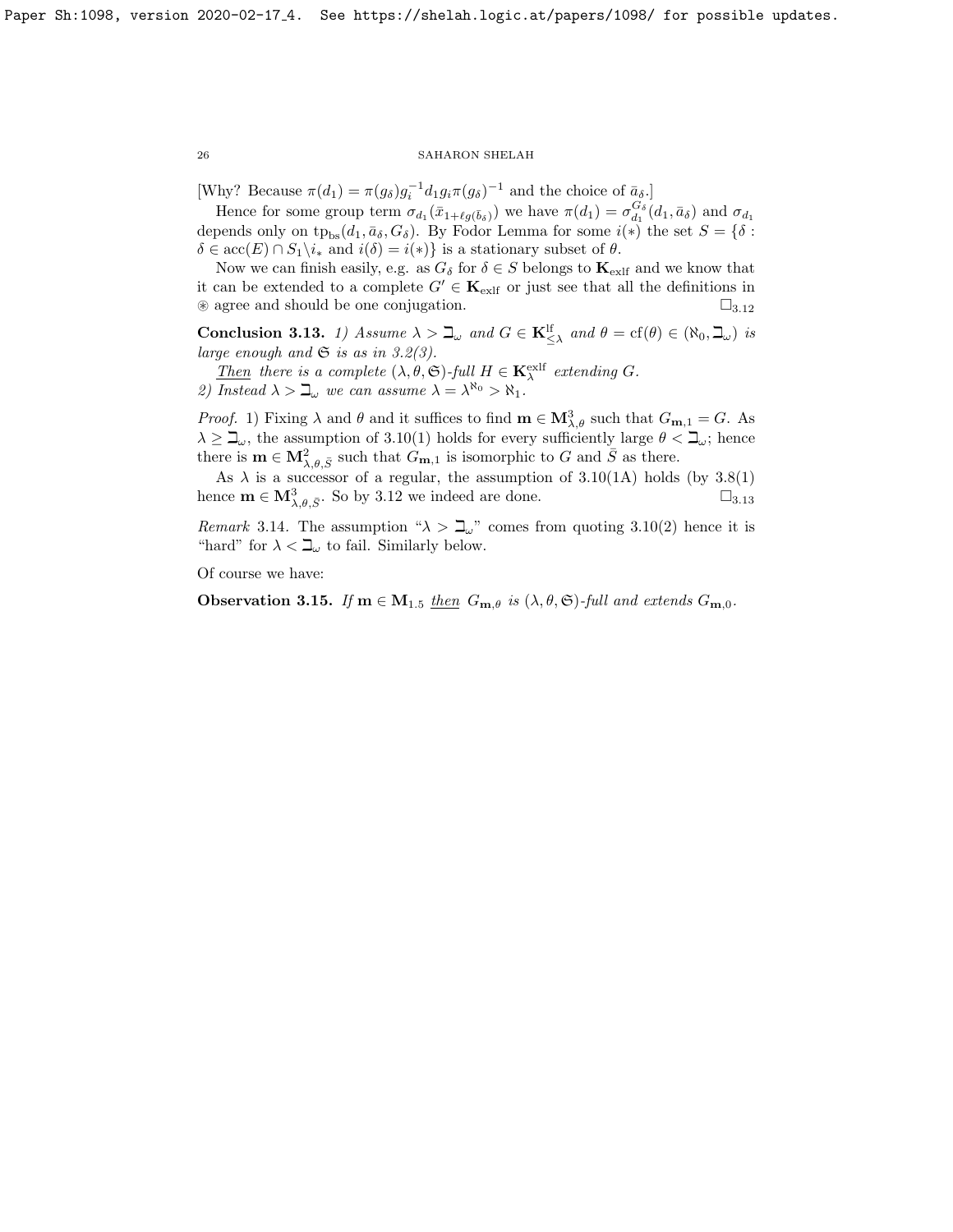[Why? Because $\pi(d_1) = \pi(g_\delta)g_i^{-1}d_1 g_i \pi(g_\delta)^{-1}$ and the choice of $\bar{a}_\delta$.]

Hence for some group term $\sigma_{d_1}(\bar{x}_{1+\ell g(\bar{b}_\delta)})$ we have $\pi(d_1) = \sigma_{d_1}^{G_\delta}(d_1, \bar{a}_\delta)$ and $\sigma_{d_1}$ depends only on $\text{tp}_{\text{bs}}(d_1, \bar{a}_\delta, G_\delta)$. By Fodor Lemma for some $i(*)$ the set $S = \{\delta : \delta \in \text{acc}(E) \cap S_1 \backslash i_* \text{ and } i(\delta) = i(*)\}$ is a stationary subset of $\theta$.

Now we can finish easily, e.g. as $G_\delta$ for $\delta \in S$ belongs to $\mathbf{K}_{\text{exlf}}$ and we know that it can be extended to a complete $G' \in \mathbf{K}_{\text{exlf}}$ or just see that all the definitions in $\circledast$ agree and should be one conjugation. $\square_{3.12}$

**Conclusion 3.13.** *1) Assume $\lambda > \beth_\omega$ and $G \in \mathbf{K}^{\text{lf}}_{\le \lambda}$ and $\theta = \text{cf}(\theta) \in (\aleph_0, \beth_\omega)$ is large enough and $\mathfrak{S}$ is as in 3.2(3).*

*Then there is a complete $(\lambda, \theta, \mathfrak{S})$-full $H \in \mathbf{K}^{\text{exlf}}_\lambda$ extending $G$.*
*2) Instead $\lambda > \beth_\omega$ we can assume $\lambda = \lambda^{\aleph_0} > \aleph_1$.*

*Proof.* 1) Fixing $\lambda$ and $\theta$ and it suffices to find $\mathbf{m} \in \mathbf{M}^3_{\lambda,\theta}$ such that $G_{\mathbf{m},1} = G$. As $\lambda \ge \beth_\omega$, the assumption of 3.10(1) holds for every sufficiently large $\theta < \beth_\omega$; hence there is $\mathbf{m} \in \mathbf{M}^2_{\lambda,\theta,\bar{S}}$ such that $G_{\mathbf{m},1}$ is isomorphic to $G$ and $\bar{S}$ as there.

As $\lambda$ is a successor of a regular, the assumption of 3.10(1A) holds (by 3.8(1) hence $\mathbf{m} \in \mathbf{M}^3_{\lambda,\theta,\bar{S}}$. So by 3.12 we indeed are done. $\square_{3.13}$

*Remark* 3.14. The assumption "$\lambda > \beth_\omega$" comes from quoting 3.10(2) hence it is "hard" for $\lambda < \beth_\omega$ to fail. Similarly below.

Of course we have:

**Observation 3.15.** *If $\mathbf{m} \in \mathbf{M}_{1.5}$ then $G_{\mathbf{m},\theta}$ is $(\lambda, \theta, \mathfrak{S})$-full and extends $G_{\mathbf{m},0}$.*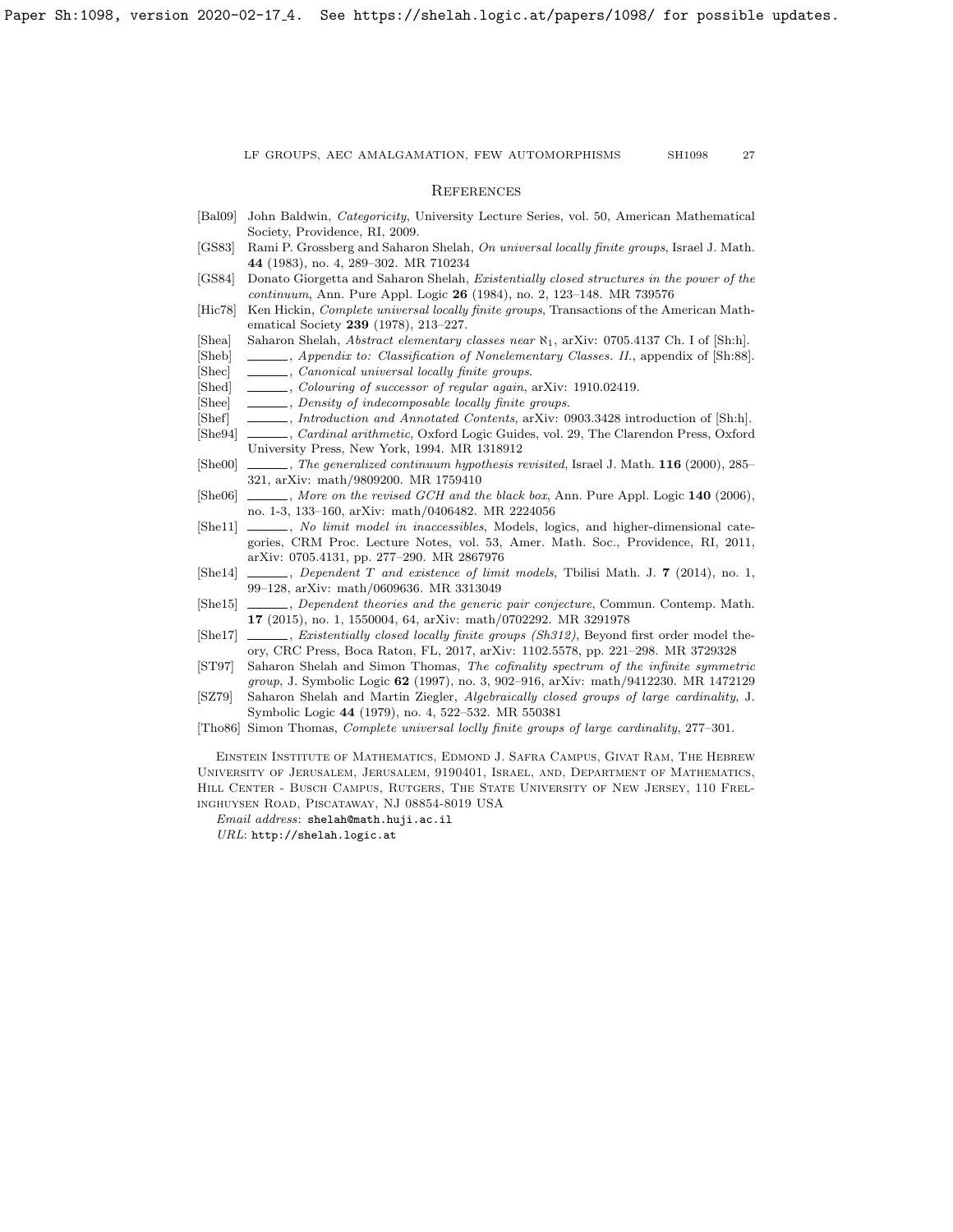## References

[Bal09] John Baldwin, *Categoricity*, University Lecture Series, vol. 50, American Mathematical Society, Providence, RI, 2009.

[GS83] Rami P. Grossberg and Saharon Shelah, *On universal locally finite groups*, Israel J. Math. **44** (1983), no. 4, 289–302. MR 710234

[GS84] Donato Giorgetta and Saharon Shelah, *Existentially closed structures in the power of the continuum*, Ann. Pure Appl. Logic **26** (1984), no. 2, 123–148. MR 739576

[Hic78] Ken Hickin, *Complete universal locally finite groups*, Transactions of the American Mathematical Society **239** (1978), 213–227.

[Shea] Saharon Shelah, *Abstract elementary classes near $\aleph_1$*, arXiv: 0705.4137 Ch. I of [Sh:h].

[Sheb] ______, *Appendix to: Classification of Nonelementary Classes. II.*, appendix of [Sh:88].

[Shec] ______, *Canonical universal locally finite groups*.

[Shed] ______, *Colouring of successor of regular again*, arXiv: 1910.02419.

[Shee] ______, *Density of indecomposable locally finite groups*.

[Shef] ______, *Introduction and Annotated Contents*, arXiv: 0903.3428 introduction of [Sh:h].

[She94] ______, *Cardinal arithmetic*, Oxford Logic Guides, vol. 29, The Clarendon Press, Oxford University Press, New York, 1994. MR 1318912

[She00] ______, *The generalized continuum hypothesis revisited*, Israel J. Math. **116** (2000), 285–321, arXiv: math/9809200. MR 1759410

[She06] ______, *More on the revised GCH and the black box*, Ann. Pure Appl. Logic **140** (2006), no. 1-3, 133–160, arXiv: math/0406482. MR 2224056

[She11] ______, *No limit model in inaccessibles*, Models, logics, and higher-dimensional categories, CRM Proc. Lecture Notes, vol. 53, Amer. Math. Soc., Providence, RI, 2011, arXiv: 0705.4131, pp. 277–290. MR 2867976

[She14] ______, *Dependent T and existence of limit models*, Tbilisi Math. J. **7** (2014), no. 1, 99–128, arXiv: math/0609636. MR 3313049

[She15] ______, *Dependent theories and the generic pair conjecture*, Commun. Contemp. Math. **17** (2015), no. 1, 1550004, 64, arXiv: math/0702292. MR 3291978

[She17] ______, *Existentially closed locally finite groups (Sh312)*, Beyond first order model theory, CRC Press, Boca Raton, FL, 2017, arXiv: 1102.5578, pp. 221–298. MR 3729328

[ST97] Saharon Shelah and Simon Thomas, *The cofinality spectrum of the infinite symmetric group*, J. Symbolic Logic **62** (1997), no. 3, 902–916, arXiv: math/9412230. MR 1472129

[SZ79] Saharon Shelah and Martin Ziegler, *Algebraically closed groups of large cardinality*, J. Symbolic Logic **44** (1979), no. 4, 522–532. MR 550381

[Tho86] Simon Thomas, *Complete universal loclly finite groups of large cardinality*, 277–301.

Einstein Institute of Mathematics, Edmond J. Safra Campus, Givat Ram, The Hebrew University of Jerusalem, Jerusalem, 9190401, Israel, and, Department of Mathematics, Hill Center - Busch Campus, Rutgers, The State University of New Jersey, 110 Frelinghuysen Road, Piscataway, NJ 08854-8019 USA

*Email address*: shelah@math.huji.ac.il

*URL*: http://shelah.logic.at